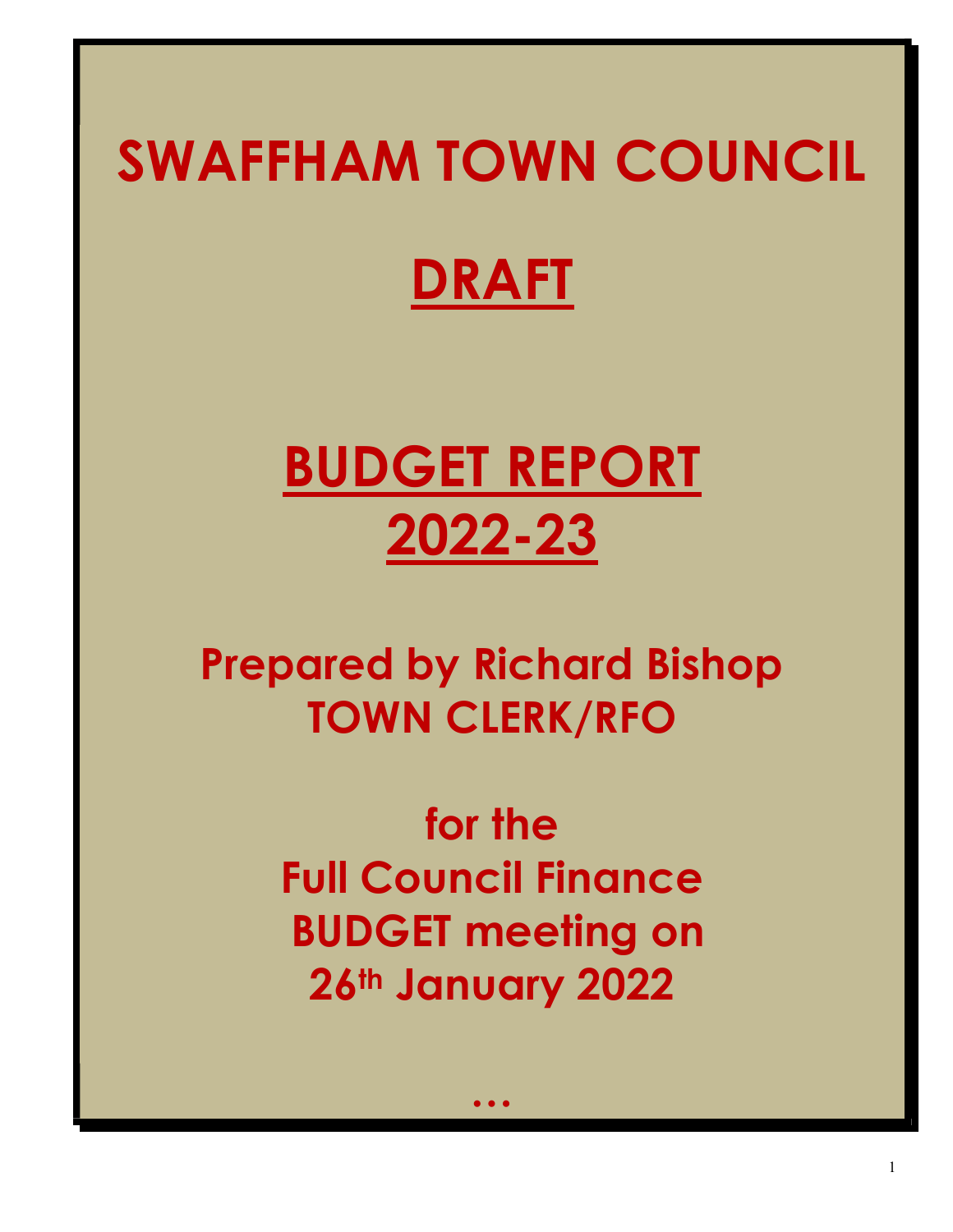# SWAFFHAM TOWN COUNCIL

# DRAFT

# BUDGET REPORT 2022-23

## Prepared by Richard Bishop TOWN CLERK/RFO

## for the Full Council Finance BUDGET meeting on 26th January 2022

…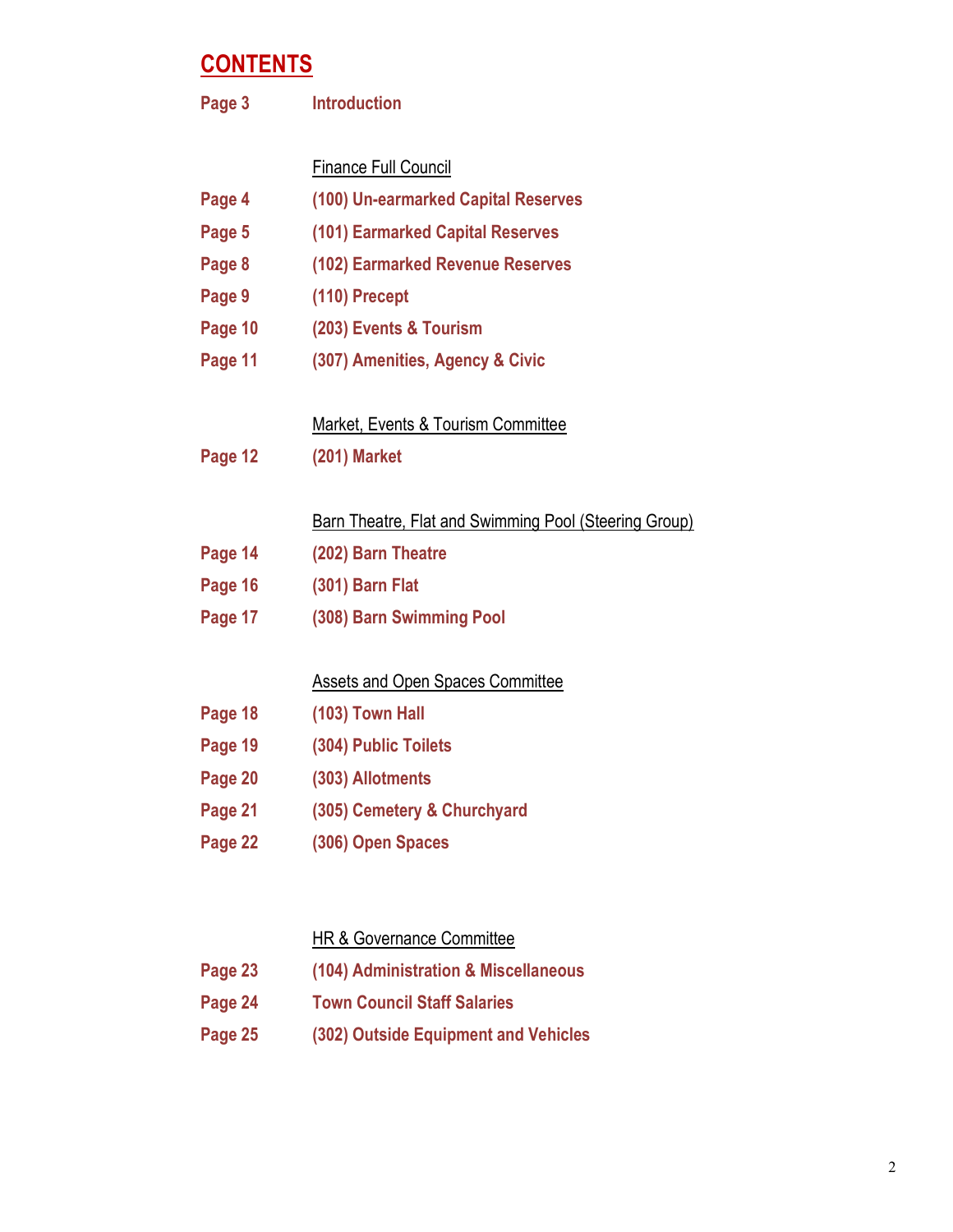# CONTENTS

**Page 3** **Introduction**

Finance Full Council

**Page 4** **(100) Un-earmarked Capital Reserves**

**Page 5** **(101) Earmarked Capital Reserves**

**Page 8** **(102) Earmarked Revenue Reserves**

**Page 9** **(110) Precept**

**Page 10** **(203) Events & Tourism**

**Page 11** **(307) Amenities, Agency & Civic**

Market, Events & Tourism Committee

**Page 12** **(201) Market**

Barn Theatre, Flat and Swimming Pool (Steering Group)

**Page 14** **(202) Barn Theatre**

**Page 16** **(301) Barn Flat**

**Page 17** **(308) Barn Swimming Pool**

Assets and Open Spaces Committee

**Page 18** **(103) Town Hall**

**Page 19** **(304) Public Toilets**

**Page 20** **(303) Allotments**

**Page 21** **(305) Cemetery & Churchyard**

**Page 22** **(306) Open Spaces**

HR & Governance Committee

**Page 23** **(104) Administration & Miscellaneous**

**Page 24** **Town Council Staff Salaries**

**Page 25** **(302) Outside Equipment and Vehicles**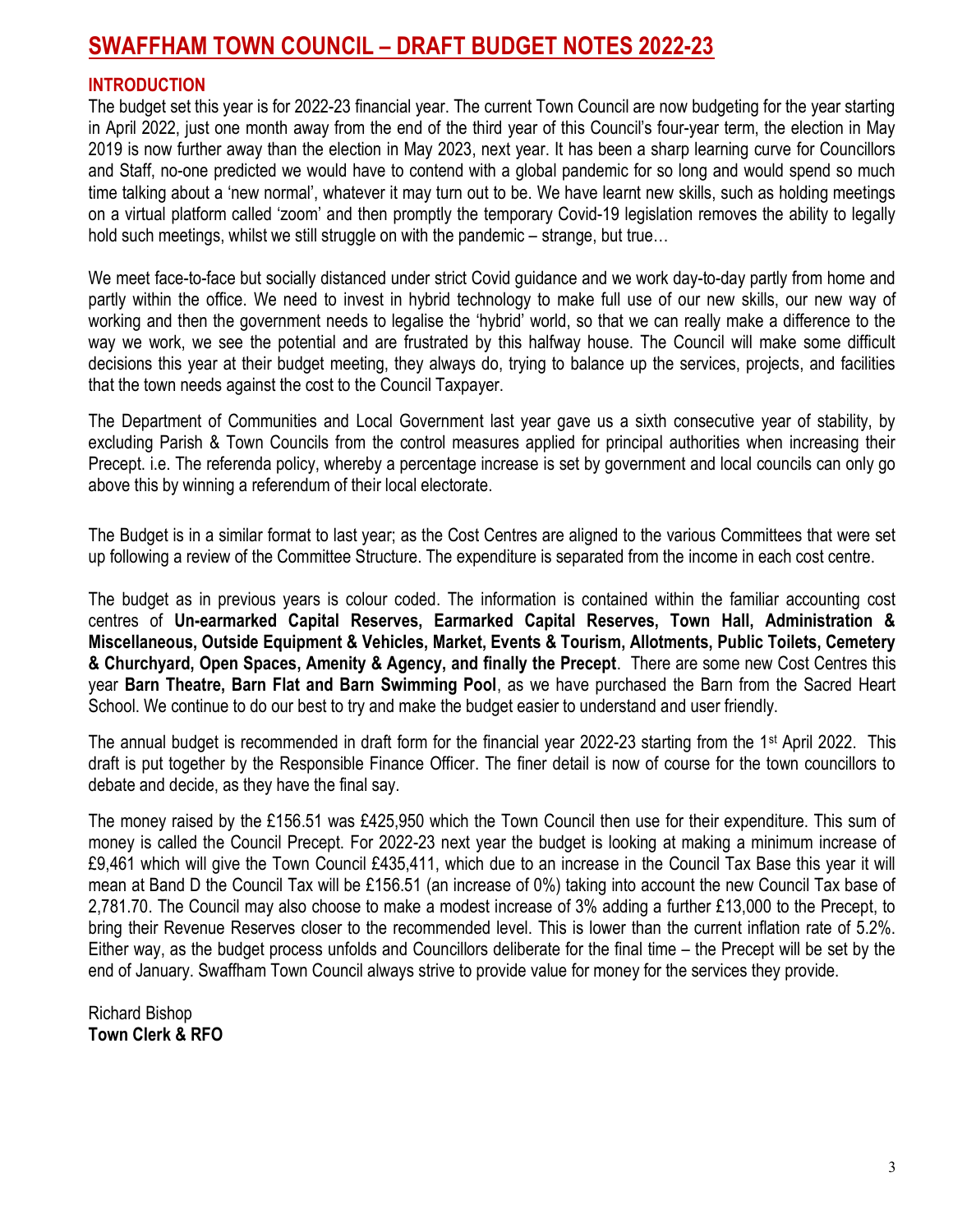# SWAFFHAM TOWN COUNCIL – DRAFT BUDGET NOTES 2022-23

## INTRODUCTION

The budget set this year is for 2022-23 financial year. The current Town Council are now budgeting for the year starting in April 2022, just one month away from the end of the third year of this Council's four-year term, the election in May 2019 is now further away than the election in May 2023, next year. It has been a sharp learning curve for Councillors and Staff, no-one predicted we would have to contend with a global pandemic for so long and would spend so much time talking about a 'new normal', whatever it may turn out to be. We have learnt new skills, such as holding meetings on a virtual platform called 'zoom' and then promptly the temporary Covid-19 legislation removes the ability to legally hold such meetings, whilst we still struggle on with the pandemic – strange, but true…

We meet face-to-face but socially distanced under strict Covid guidance and we work day-to-day partly from home and partly within the office. We need to invest in hybrid technology to make full use of our new skills, our new way of working and then the government needs to legalise the 'hybrid' world, so that we can really make a difference to the way we work, we see the potential and are frustrated by this halfway house. The Council will make some difficult decisions this year at their budget meeting, they always do, trying to balance up the services, projects, and facilities that the town needs against the cost to the Council Taxpayer.

The Department of Communities and Local Government last year gave us a sixth consecutive year of stability, by excluding Parish & Town Councils from the control measures applied for principal authorities when increasing their Precept. i.e. The referenda policy, whereby a percentage increase is set by government and local councils can only go above this by winning a referendum of their local electorate.

The Budget is in a similar format to last year; as the Cost Centres are aligned to the various Committees that were set up following a review of the Committee Structure. The expenditure is separated from the income in each cost centre.

The budget as in previous years is colour coded. The information is contained within the familiar accounting cost centres of **Un-earmarked Capital Reserves, Earmarked Capital Reserves, Town Hall, Administration & Miscellaneous, Outside Equipment & Vehicles, Market, Events & Tourism, Allotments, Public Toilets, Cemetery & Churchyard, Open Spaces, Amenity & Agency, and finally the Precept**. There are some new Cost Centres this year **Barn Theatre, Barn Flat and Barn Swimming Pool**, as we have purchased the Barn from the Sacred Heart School. We continue to do our best to try and make the budget easier to understand and user friendly.

The annual budget is recommended in draft form for the financial year 2022-23 starting from the 1st April 2022. This draft is put together by the Responsible Finance Officer. The finer detail is now of course for the town councillors to debate and decide, as they have the final say.

The money raised by the £156.51 was £425,950 which the Town Council then use for their expenditure. This sum of money is called the Council Precept. For 2022-23 next year the budget is looking at making a minimum increase of £9,461 which will give the Town Council £435,411, which due to an increase in the Council Tax Base this year it will mean at Band D the Council Tax will be £156.51 (an increase of 0%) taking into account the new Council Tax base of 2,781.70. The Council may also choose to make a modest increase of 3% adding a further £13,000 to the Precept, to bring their Revenue Reserves closer to the recommended level. This is lower than the current inflation rate of 5.2%. Either way, as the budget process unfolds and Councillors deliberate for the final time – the Precept will be set by the end of January. Swaffham Town Council always strive to provide value for money for the services they provide.

Richard Bishop
**Town Clerk & RFO**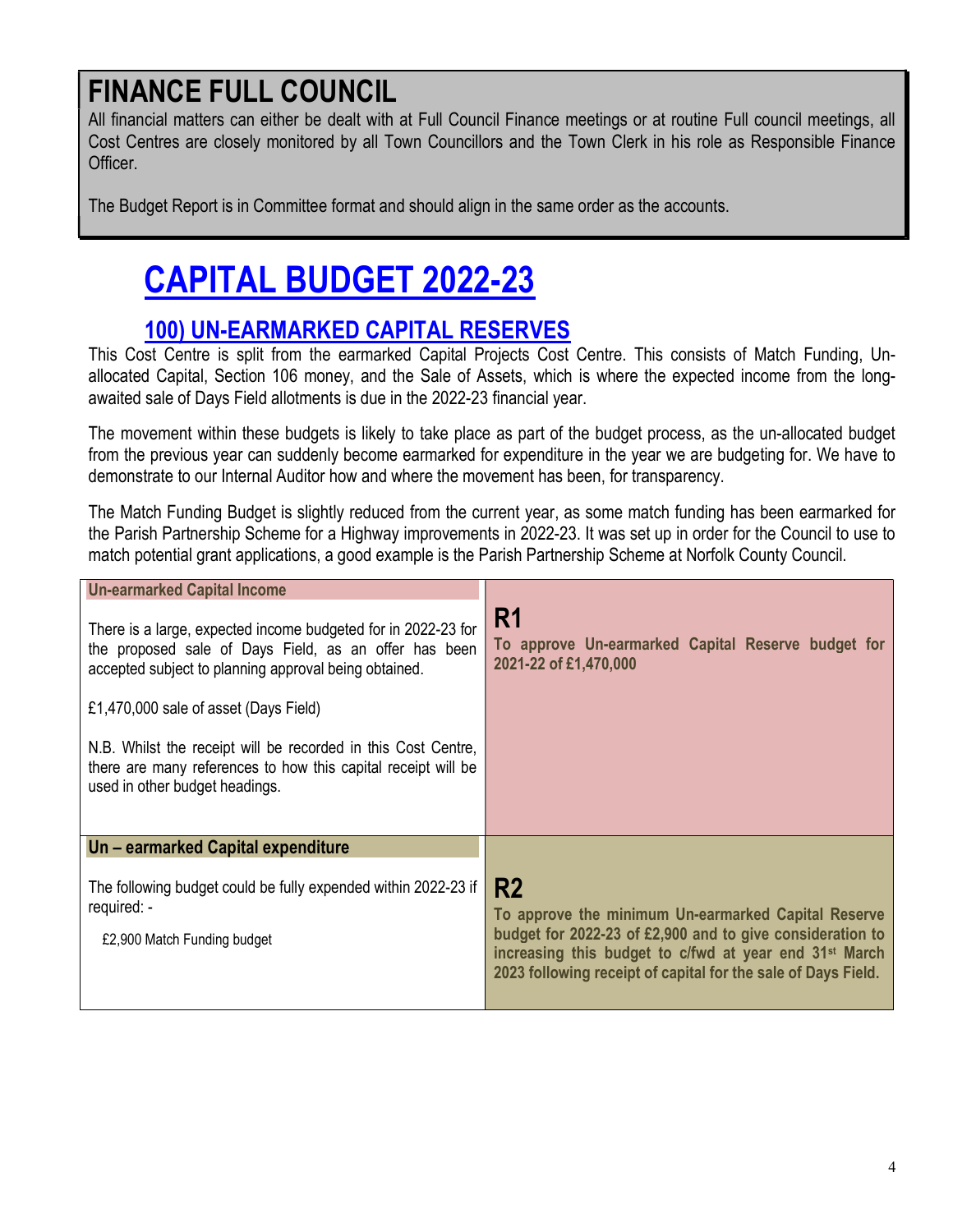# FINANCE FULL COUNCIL

All financial matters can either be dealt with at Full Council Finance meetings or at routine Full council meetings, all Cost Centres are closely monitored by all Town Councillors and the Town Clerk in his role as Responsible Finance Officer.

The Budget Report is in Committee format and should align in the same order as the accounts.

# CAPITAL BUDGET 2022-23

## 100) UN-EARMARKED CAPITAL RESERVES

This Cost Centre is split from the earmarked Capital Projects Cost Centre. This consists of Match Funding, Un-allocated Capital, Section 106 money, and the Sale of Assets, which is where the expected income from the long-awaited sale of Days Field allotments is due in the 2022-23 financial year.

The movement within these budgets is likely to take place as part of the budget process, as the un-allocated budget from the previous year can suddenly become earmarked for expenditure in the year we are budgeting for. We have to demonstrate to our Internal Auditor how and where the movement has been, for transparency.

The Match Funding Budget is slightly reduced from the current year, as some match funding has been earmarked for the Parish Partnership Scheme for a Highway improvements in 2022-23. It was set up in order for the Council to use to match potential grant applications, a good example is the Parish Partnership Scheme at Norfolk County Council.

| | |
|---|---|
| **Un-earmarked Capital Income**<br><br>There is a large, expected income budgeted for in 2022-23 for the proposed sale of Days Field, as an offer has been accepted subject to planning approval being obtained.<br><br>£1,470,000 sale of asset (Days Field)<br><br>N.B. Whilst the receipt will be recorded in this Cost Centre, there are many references to how this capital receipt will be used in other budget headings. | **R1**<br>**To approve Un-earmarked Capital Reserve budget for 2021-22 of £1,470,000** |
| **Un – earmarked Capital expenditure**<br><br>The following budget could be fully expended within 2022-23 if required: -<br><br>£2,900 Match Funding budget | **R2**<br>**To approve the minimum Un-earmarked Capital Reserve budget for 2022-23 of £2,900 and to give consideration to increasing this budget to c/fwd at year end 31st March 2023 following receipt of capital for the sale of Days Field.** |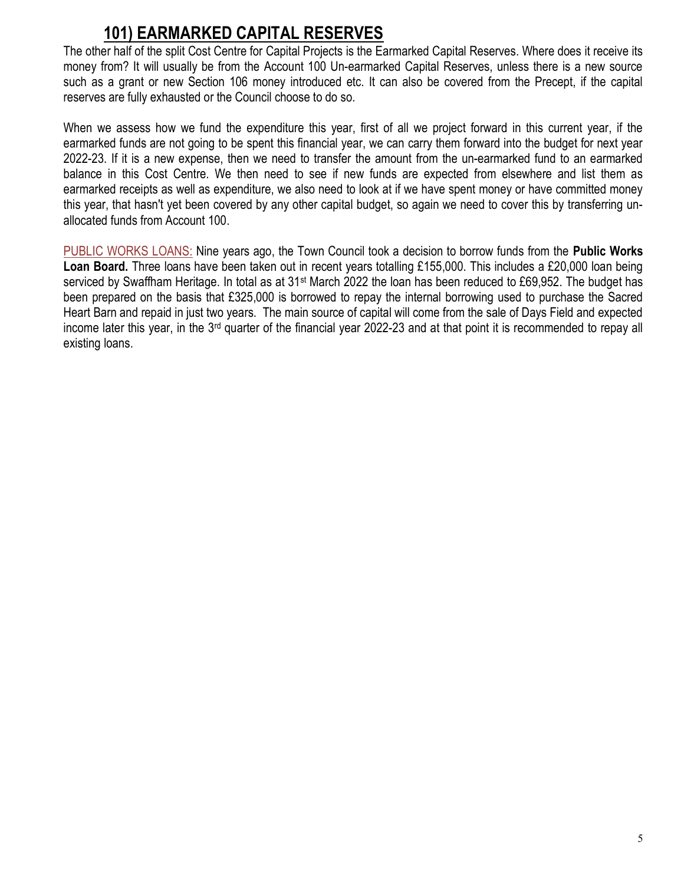# 101) EARMARKED CAPITAL RESERVES

The other half of the split Cost Centre for Capital Projects is the Earmarked Capital Reserves. Where does it receive its money from? It will usually be from the Account 100 Un-earmarked Capital Reserves, unless there is a new source such as a grant or new Section 106 money introduced etc. It can also be covered from the Precept, if the capital reserves are fully exhausted or the Council choose to do so.

When we assess how we fund the expenditure this year, first of all we project forward in this current year, if the earmarked funds are not going to be spent this financial year, we can carry them forward into the budget for next year 2022-23. If it is a new expense, then we need to transfer the amount from the un-earmarked fund to an earmarked balance in this Cost Centre. We then need to see if new funds are expected from elsewhere and list them as earmarked receipts as well as expenditure, we also need to look at if we have spent money or have committed money this year, that hasn't yet been covered by any other capital budget, so again we need to cover this by transferring un-allocated funds from Account 100.

PUBLIC WORKS LOANS: Nine years ago, the Town Council took a decision to borrow funds from the **Public Works Loan Board.** Three loans have been taken out in recent years totalling £155,000. This includes a £20,000 loan being serviced by Swaffham Heritage. In total as at 31st March 2022 the loan has been reduced to £69,952. The budget has been prepared on the basis that £325,000 is borrowed to repay the internal borrowing used to purchase the Sacred Heart Barn and repaid in just two years. The main source of capital will come from the sale of Days Field and expected income later this year, in the 3rd quarter of the financial year 2022-23 and at that point it is recommended to repay all existing loans.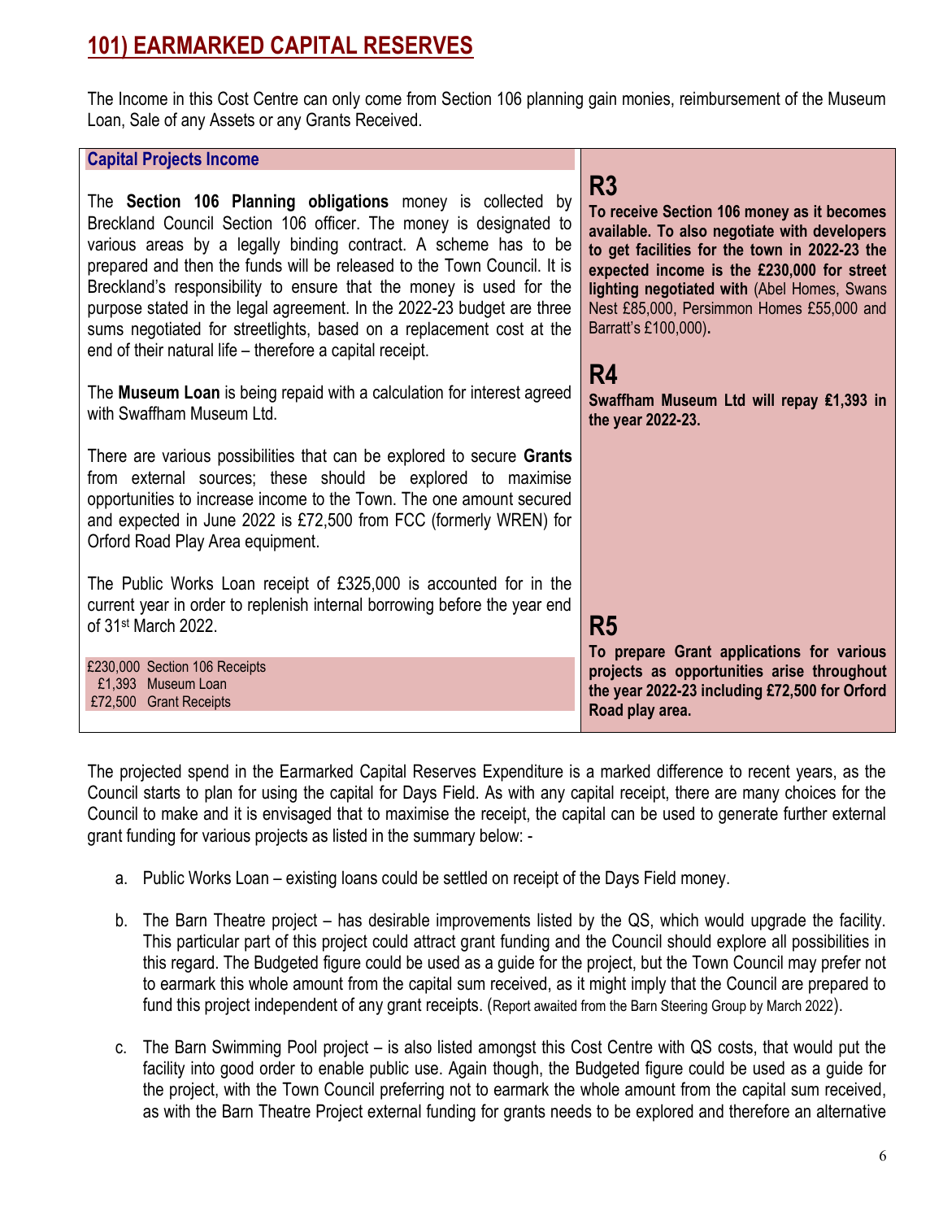# 101) EARMARKED CAPITAL RESERVES

The Income in this Cost Centre can only come from Section 106 planning gain monies, reimbursement of the Museum Loan, Sale of any Assets or any Grants Received.

### Capital Projects Income

The **Section 106 Planning obligations** money is collected by Breckland Council Section 106 officer. The money is designated to various areas by a legally binding contract. A scheme has to be prepared and then the funds will be released to the Town Council. It is Breckland's responsibility to ensure that the money is used for the purpose stated in the legal agreement. In the 2022-23 budget are three sums negotiated for streetlights, based on a replacement cost at the end of their natural life – therefore a capital receipt.

The **Museum Loan** is being repaid with a calculation for interest agreed with Swaffham Museum Ltd.

There are various possibilities that can be explored to secure **Grants** from external sources; these should be explored to maximise opportunities to increase income to the Town. The one amount secured and expected in June 2022 is £72,500 from FCC (formerly WREN) for Orford Road Play Area equipment.

The Public Works Loan receipt of £325,000 is accounted for in the current year in order to replenish internal borrowing before the year end of 31st March 2022.

£230,000 Section 106 Receipts
£1,393 Museum Loan
£72,500 Grant Receipts

**R3**

**To receive Section 106 money as it becomes available. To also negotiate with developers to get facilities for the town in 2022-23 the expected income is the £230,000 for street lighting negotiated with** (Abel Homes, Swans Nest £85,000, Persimmon Homes £55,000 and Barratt's £100,000)**.**

**R4**

**Swaffham Museum Ltd will repay £1,393 in the year 2022-23.**

**R5**

**To prepare Grant applications for various projects as opportunities arise throughout the year 2022-23 including £72,500 for Orford Road play area.**

The projected spend in the Earmarked Capital Reserves Expenditure is a marked difference to recent years, as the Council starts to plan for using the capital for Days Field. As with any capital receipt, there are many choices for the Council to make and it is envisaged that to maximise the receipt, the capital can be used to generate further external grant funding for various projects as listed in the summary below: -

a. Public Works Loan – existing loans could be settled on receipt of the Days Field money.

b. The Barn Theatre project – has desirable improvements listed by the QS, which would upgrade the facility. This particular part of this project could attract grant funding and the Council should explore all possibilities in this regard. The Budgeted figure could be used as a guide for the project, but the Town Council may prefer not to earmark this whole amount from the capital sum received, as it might imply that the Council are prepared to fund this project independent of any grant receipts. (Report awaited from the Barn Steering Group by March 2022).

c. The Barn Swimming Pool project – is also listed amongst this Cost Centre with QS costs, that would put the facility into good order to enable public use. Again though, the Budgeted figure could be used as a guide for the project, with the Town Council preferring not to earmark the whole amount from the capital sum received, as with the Barn Theatre Project external funding for grants needs to be explored and therefore an alternative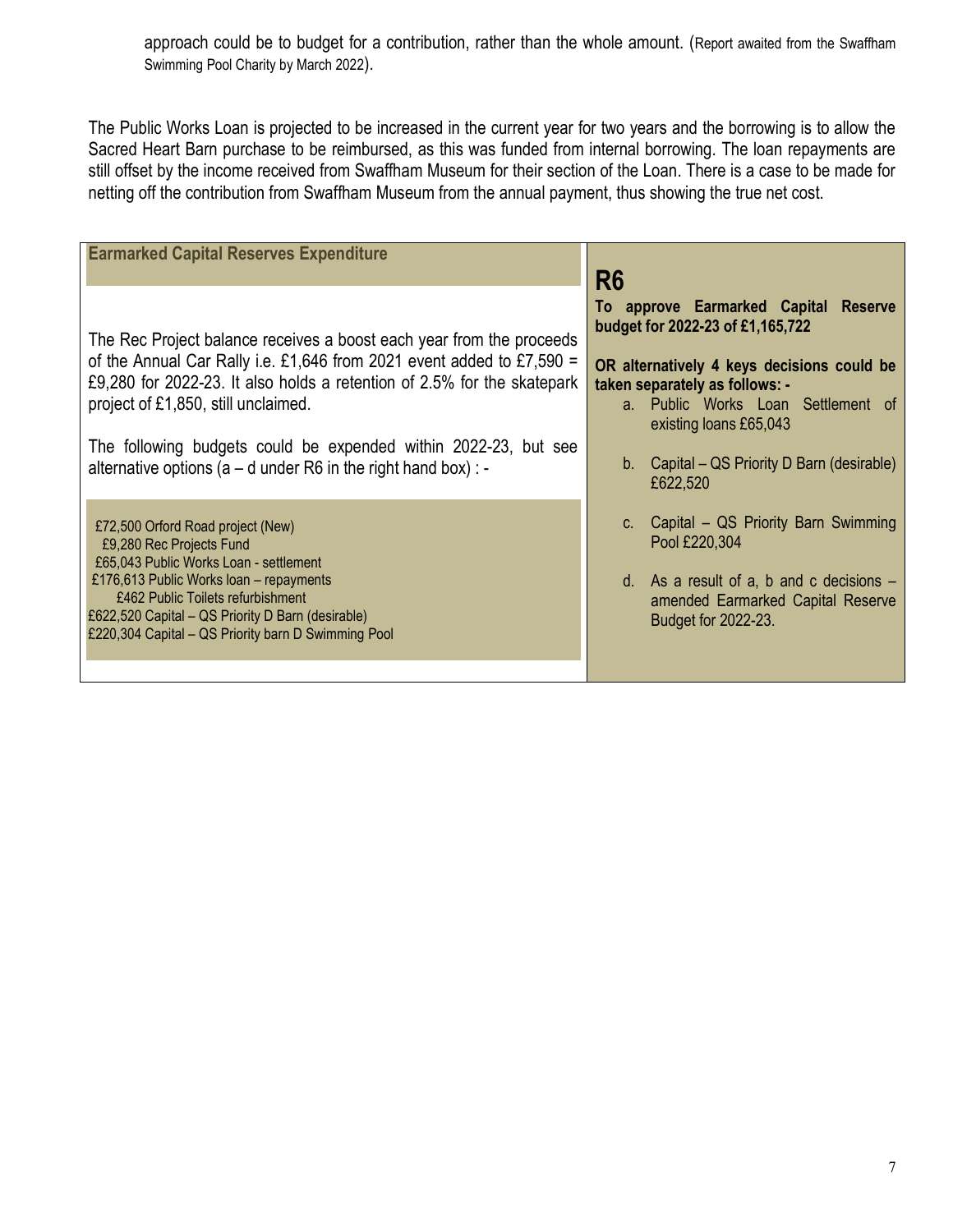approach could be to budget for a contribution, rather than the whole amount. (Report awaited from the Swaffham Swimming Pool Charity by March 2022).

The Public Works Loan is projected to be increased in the current year for two years and the borrowing is to allow the Sacred Heart Barn purchase to be reimbursed, as this was funded from internal borrowing. The loan repayments are still offset by the income received from Swaffham Museum for their section of the Loan. There is a case to be made for netting off the contribution from Swaffham Museum from the annual payment, thus showing the true net cost.

**Earmarked Capital Reserves Expenditure**

The Rec Project balance receives a boost each year from the proceeds of the Annual Car Rally i.e. £1,646 from 2021 event added to £7,590 = £9,280 for 2022-23. It also holds a retention of 2.5% for the skatepark project of £1,850, still unclaimed.

The following budgets could be expended within 2022-23, but see alternative options (a – d under R6 in the right hand box) : -

£72,500 Orford Road project (New)
£9,280 Rec Projects Fund
£65,043 Public Works Loan - settlement
£176,613 Public Works loan – repayments
£462 Public Toilets refurbishment
£622,520 Capital – QS Priority D Barn (desirable)
£220,304 Capital – QS Priority barn D Swimming Pool

## R6

**To approve Earmarked Capital Reserve budget for 2022-23 of £1,165,722**

**OR alternatively 4 keys decisions could be taken separately as follows: -**

a. Public Works Loan Settlement of existing loans £65,043
b. Capital – QS Priority D Barn (desirable) £622,520
c. Capital – QS Priority Barn Swimming Pool £220,304
d. As a result of a, b and c decisions – amended Earmarked Capital Reserve Budget for 2022-23.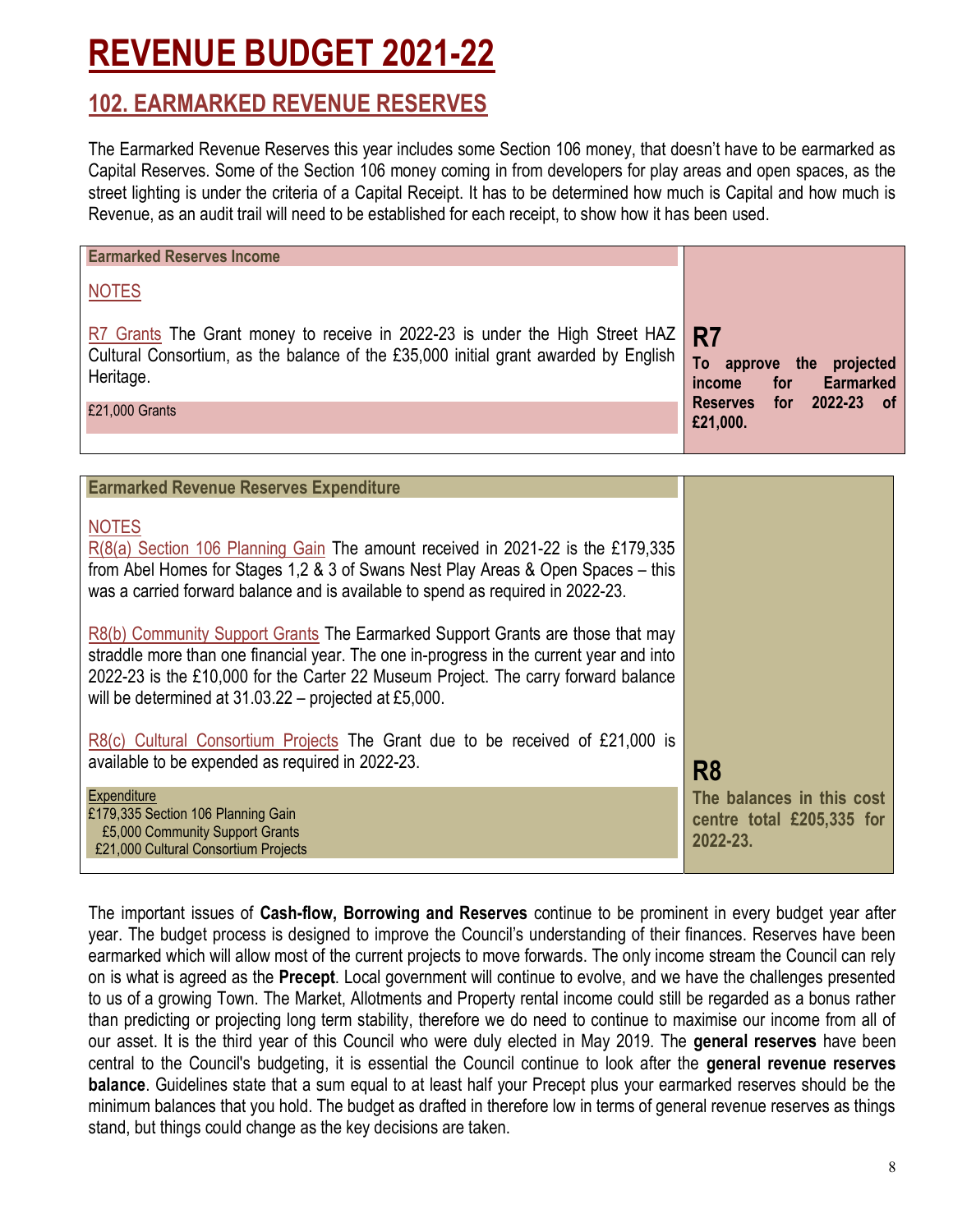# REVENUE BUDGET 2021-22

## 102. EARMARKED REVENUE RESERVES

The Earmarked Revenue Reserves this year includes some Section 106 money, that doesn't have to be earmarked as Capital Reserves. Some of the Section 106 money coming in from developers for play areas and open spaces, as the street lighting is under the criteria of a Capital Receipt. It has to be determined how much is Capital and how much is Revenue, as an audit trail will need to be established for each receipt, to show how it has been used.

**Earmarked Reserves Income**

NOTES

R7 Grants The Grant money to receive in 2022-23 is under the High Street HAZ Cultural Consortium, as the balance of the £35,000 initial grant awarded by English Heritage.

£21,000 Grants

**R7**

**To approve the projected income for Earmarked Reserves for 2022-23 of £21,000.**

**Earmarked Revenue Reserves Expenditure**

NOTES

R(8(a) Section 106 Planning Gain The amount received in 2021-22 is the £179,335 from Abel Homes for Stages 1,2 & 3 of Swans Nest Play Areas & Open Spaces – this was a carried forward balance and is available to spend as required in 2022-23.

R8(b) Community Support Grants The Earmarked Support Grants are those that may straddle more than one financial year. The one in-progress in the current year and into 2022-23 is the £10,000 for the Carter 22 Museum Project. The carry forward balance will be determined at 31.03.22 – projected at £5,000.

R8(c) Cultural Consortium Projects The Grant due to be received of £21,000 is available to be expended as required in 2022-23.

Expenditure
£179,335 Section 106 Planning Gain
£5,000 Community Support Grants
£21,000 Cultural Consortium Projects

**R8**

**The balances in this cost centre total £205,335 for 2022-23.**

The important issues of **Cash-flow, Borrowing and Reserves** continue to be prominent in every budget year after year. The budget process is designed to improve the Council's understanding of their finances. Reserves have been earmarked which will allow most of the current projects to move forwards. The only income stream the Council can rely on is what is agreed as the **Precept**. Local government will continue to evolve, and we have the challenges presented to us of a growing Town. The Market, Allotments and Property rental income could still be regarded as a bonus rather than predicting or projecting long term stability, therefore we do need to continue to maximise our income from all of our asset. It is the third year of this Council who were duly elected in May 2019. The **general reserves** have been central to the Council's budgeting, it is essential the Council continue to look after the **general reserves balance**. Guidelines state that a sum equal to at least half your Precept plus your earmarked reserves should be the minimum balances that you hold. The budget as drafted in therefore low in terms of general revenue reserves as things stand, but things could change as the key decisions are taken.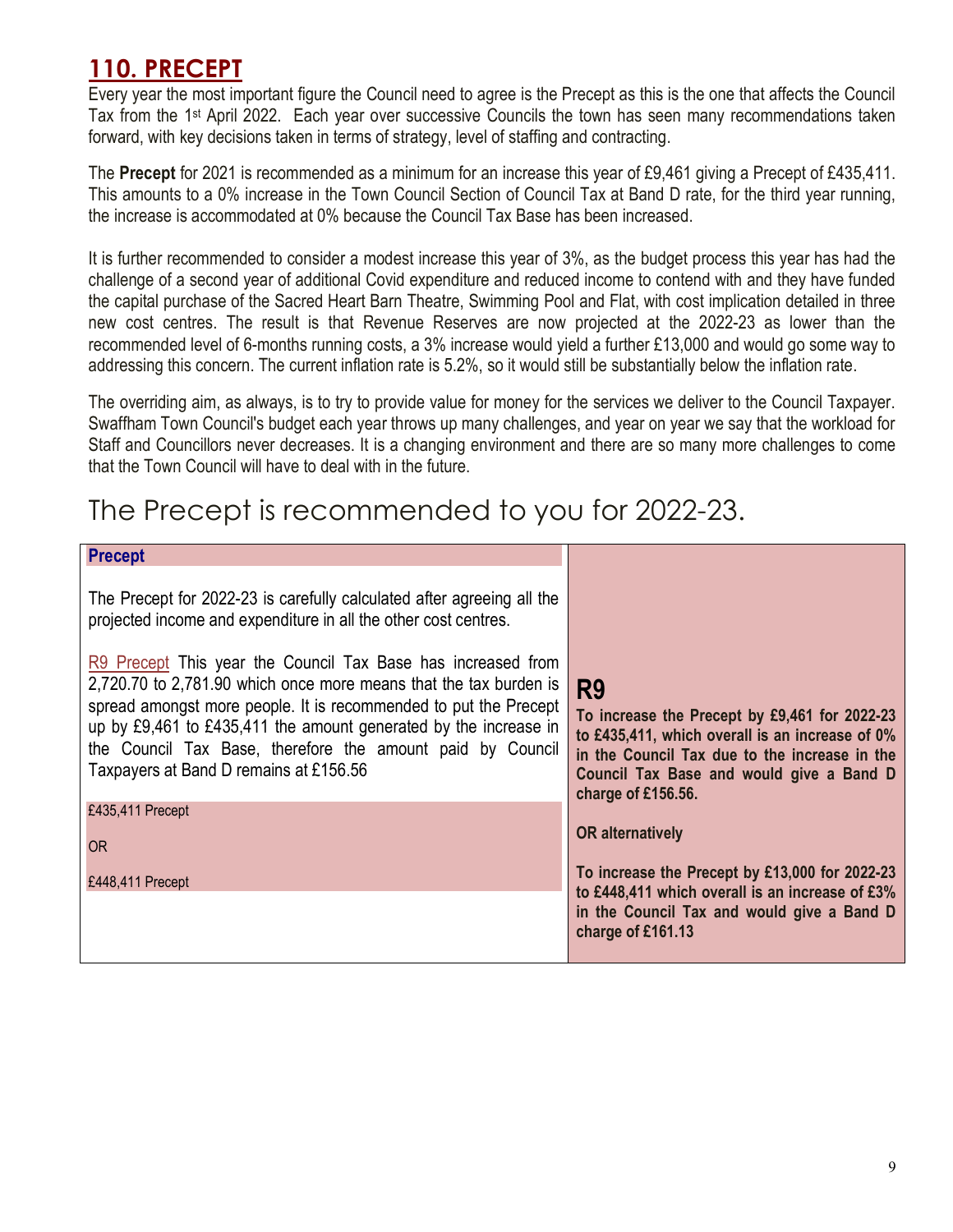## 110. PRECEPT

Every year the most important figure the Council need to agree is the Precept as this is the one that affects the Council Tax from the 1st April 2022. Each year over successive Councils the town has seen many recommendations taken forward, with key decisions taken in terms of strategy, level of staffing and contracting.

The **Precept** for 2021 is recommended as a minimum for an increase this year of £9,461 giving a Precept of £435,411. This amounts to a 0% increase in the Town Council Section of Council Tax at Band D rate, for the third year running, the increase is accommodated at 0% because the Council Tax Base has been increased.

It is further recommended to consider a modest increase this year of 3%, as the budget process this year has had the challenge of a second year of additional Covid expenditure and reduced income to contend with and they have funded the capital purchase of the Sacred Heart Barn Theatre, Swimming Pool and Flat, with cost implication detailed in three new cost centres. The result is that Revenue Reserves are now projected at the 2022-23 as lower than the recommended level of 6-months running costs, a 3% increase would yield a further £13,000 and would go some way to addressing this concern. The current inflation rate is 5.2%, so it would still be substantially below the inflation rate.

The overriding aim, as always, is to try to provide value for money for the services we deliver to the Council Taxpayer. Swaffham Town Council's budget each year throws up many challenges, and year on year we say that the workload for Staff and Councillors never decreases. It is a changing environment and there are so many more challenges to come that the Town Council will have to deal with in the future.

# The Precept is recommended to you for 2022-23.

| Precept | |
|---|---|
| The Precept for 2022-23 is carefully calculated after agreeing all the projected income and expenditure in all the other cost centres.<br><br>R9 Precept This year the Council Tax Base has increased from 2,720.70 to 2,781.90 which once more means that the tax burden is spread amongst more people. It is recommended to put the Precept up by £9,461 to £435,411 the amount generated by the increase in the Council Tax Base, therefore the amount paid by Council Taxpayers at Band D remains at £156.56<br><br>£435,411 Precept<br><br>OR<br><br>£448,411 Precept | **R9**<br><br>**To increase the Precept by £9,461 for 2022-23 to £435,411, which overall is an increase of 0% in the Council Tax due to the increase in the Council Tax Base and would give a Band D charge of £156.56.**<br><br>**OR alternatively**<br><br>**To increase the Precept by £13,000 for 2022-23 to £448,411 which overall is an increase of £3% in the Council Tax and would give a Band D charge of £161.13** |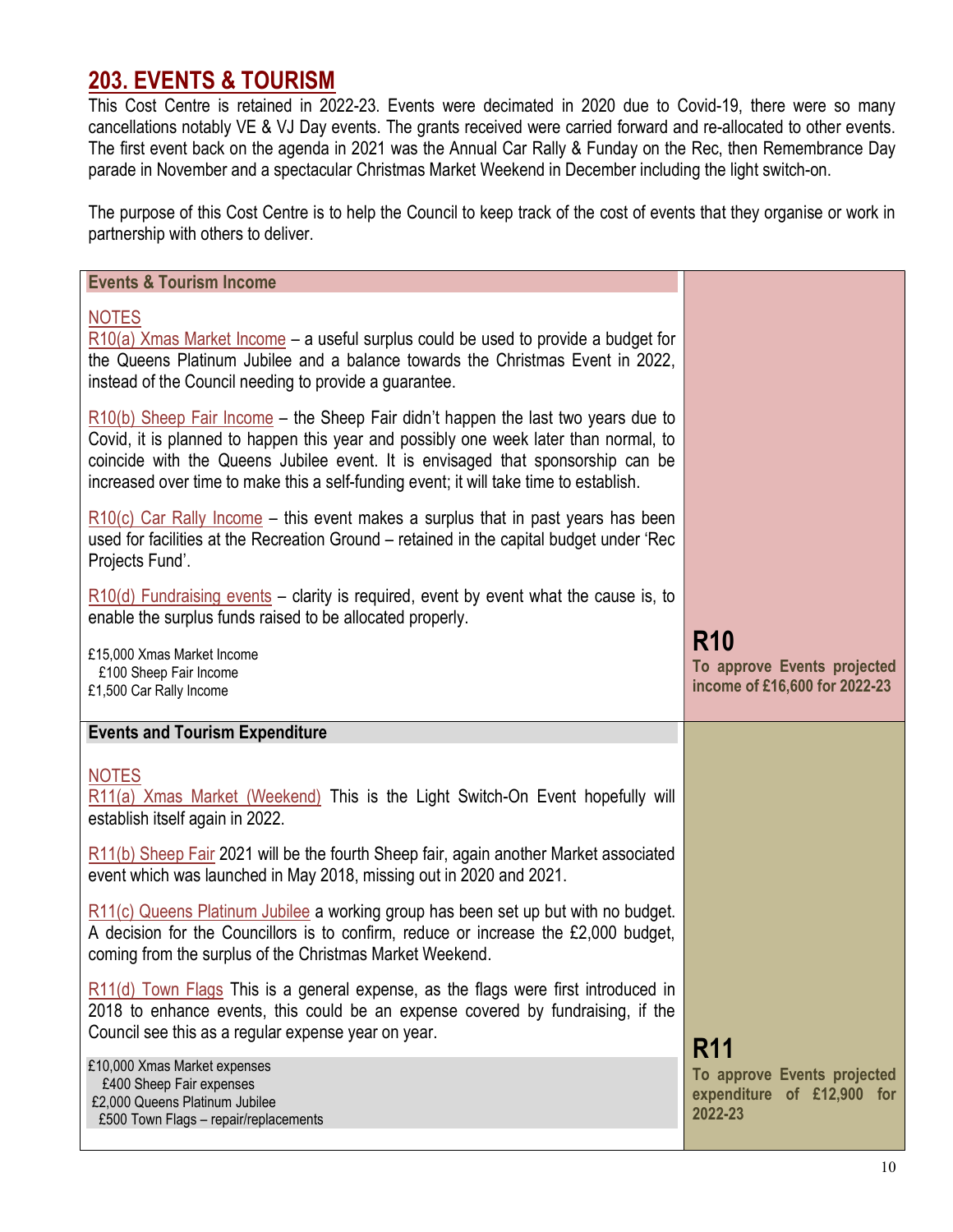## 203. EVENTS & TOURISM

This Cost Centre is retained in 2022-23. Events were decimated in 2020 due to Covid-19, there were so many cancellations notably VE & VJ Day events. The grants received were carried forward and re-allocated to other events. The first event back on the agenda in 2021 was the Annual Car Rally & Funday on the Rec, then Remembrance Day parade in November and a spectacular Christmas Market Weekend in December including the light switch-on.

The purpose of this Cost Centre is to help the Council to keep track of the cost of events that they organise or work in partnership with others to deliver.

| Events & Tourism Income | |
|---|---|
| NOTES<br><br>R10(a) Xmas Market Income – a useful surplus could be used to provide a budget for the Queens Platinum Jubilee and a balance towards the Christmas Event in 2022, instead of the Council needing to provide a guarantee.<br><br>R10(b) Sheep Fair Income – the Sheep Fair didn't happen the last two years due to Covid, it is planned to happen this year and possibly one week later than normal, to coincide with the Queens Jubilee event. It is envisaged that sponsorship can be increased over time to make this a self-funding event; it will take time to establish.<br><br>R10(c) Car Rally Income – this event makes a surplus that in past years has been used for facilities at the Recreation Ground – retained in the capital budget under 'Rec Projects Fund'.<br><br>R10(d) Fundraising events – clarity is required, event by event what the cause is, to enable the surplus funds raised to be allocated properly.<br><br>£15,000 Xmas Market Income<br>£100 Sheep Fair Income<br>£1,500 Car Rally Income | **R10**<br>**To approve Events projected income of £16,600 for 2022-23** |
| **Events and Tourism Expenditure** | |
| NOTES<br><br>R11(a) Xmas Market (Weekend) This is the Light Switch-On Event hopefully will establish itself again in 2022.<br><br>R11(b) Sheep Fair 2021 will be the fourth Sheep fair, again another Market associated event which was launched in May 2018, missing out in 2020 and 2021.<br><br>R11(c) Queens Platinum Jubilee a working group has been set up but with no budget. A decision for the Councillors is to confirm, reduce or increase the £2,000 budget, coming from the surplus of the Christmas Market Weekend.<br><br>R11(d) Town Flags This is a general expense, as the flags were first introduced in 2018 to enhance events, this could be an expense covered by fundraising, if the Council see this as a regular expense year on year.<br><br>£10,000 Xmas Market expenses<br>£400 Sheep Fair expenses<br>£2,000 Queens Platinum Jubilee<br>£500 Town Flags – repair/replacements | **R11**<br>**To approve Events projected expenditure of £12,900 for 2022-23** |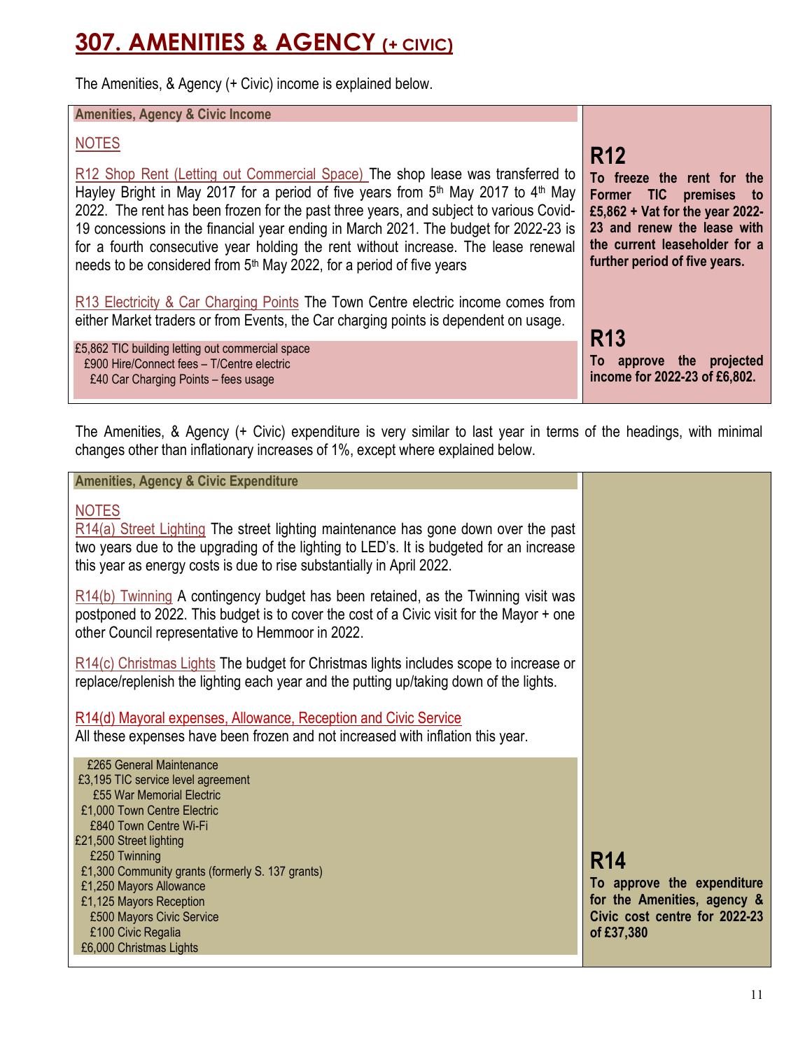# 307. AMENITIES & AGENCY (+ CIVIC)

The Amenities, & Agency (+ Civic) income is explained below.

**Amenities, Agency & Civic Income**

NOTES

R12 Shop Rent (Letting out Commercial Space) The shop lease was transferred to Hayley Bright in May 2017 for a period of five years from 5th May 2017 to 4th May 2022. The rent has been frozen for the past three years, and subject to various Covid-19 concessions in the financial year ending in March 2021. The budget for 2022-23 is for a fourth consecutive year holding the rent without increase. The lease renewal needs to be considered from 5th May 2022, for a period of five years

R13 Electricity & Car Charging Points The Town Centre electric income comes from either Market traders or from Events, the Car charging points is dependent on usage.

£5,862 TIC building letting out commercial space
£900 Hire/Connect fees – T/Centre electric
£40 Car Charging Points – fees usage

## R12

**To freeze the rent for the Former TIC premises to £5,862 + Vat for the year 2022-23 and renew the lease with the current leaseholder for a further period of five years.**

## R13

**To approve the projected income for 2022-23 of £6,802.**

The Amenities, & Agency (+ Civic) expenditure is very similar to last year in terms of the headings, with minimal changes other than inflationary increases of 1%, except where explained below.

**Amenities, Agency & Civic Expenditure**

NOTES

R14(a) Street Lighting The street lighting maintenance has gone down over the past two years due to the upgrading of the lighting to LED's. It is budgeted for an increase this year as energy costs is due to rise substantially in April 2022.

R14(b) Twinning A contingency budget has been retained, as the Twinning visit was postponed to 2022. This budget is to cover the cost of a Civic visit for the Mayor + one other Council representative to Hemmoor in 2022.

R14(c) Christmas Lights The budget for Christmas lights includes scope to increase or replace/replenish the lighting each year and the putting up/taking down of the lights.

R14(d) Mayoral expenses, Allowance, Reception and Civic Service
All these expenses have been frozen and not increased with inflation this year.

£265 General Maintenance
£3,195 TIC service level agreement
£55 War Memorial Electric
£1,000 Town Centre Electric
£840 Town Centre Wi-Fi
£21,500 Street lighting
£250 Twinning
£1,300 Community grants (formerly S. 137 grants)
£1,250 Mayors Allowance
£1,125 Mayors Reception
£500 Mayors Civic Service
£100 Civic Regalia
£6,000 Christmas Lights

## R14

**To approve the expenditure for the Amenities, agency & Civic cost centre for 2022-23 of £37,380**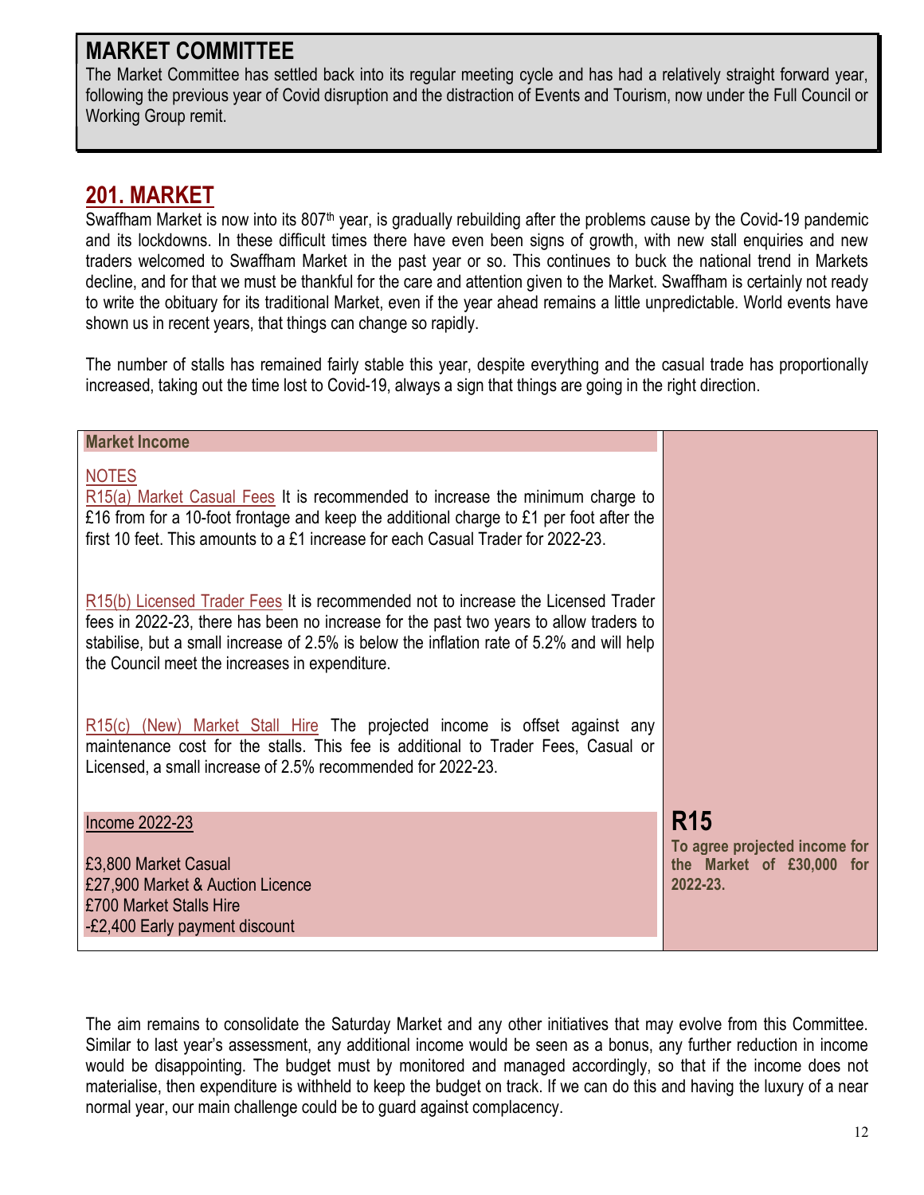## MARKET COMMITTEE

The Market Committee has settled back into its regular meeting cycle and has had a relatively straight forward year, following the previous year of Covid disruption and the distraction of Events and Tourism, now under the Full Council or Working Group remit.

## 201. MARKET

Swaffham Market is now into its 807th year, is gradually rebuilding after the problems cause by the Covid-19 pandemic and its lockdowns. In these difficult times there have even been signs of growth, with new stall enquiries and new traders welcomed to Swaffham Market in the past year or so. This continues to buck the national trend in Markets decline, and for that we must be thankful for the care and attention given to the Market. Swaffham is certainly not ready to write the obituary for its traditional Market, even if the year ahead remains a little unpredictable. World events have shown us in recent years, that things can change so rapidly.

The number of stalls has remained fairly stable this year, despite everything and the casual trade has proportionally increased, taking out the time lost to Covid-19, always a sign that things are going in the right direction.

| **Market Income** | |
|---|---|
| NOTES<br><br>R15(a) Market Casual Fees It is recommended to increase the minimum charge to £16 from for a 10-foot frontage and keep the additional charge to £1 per foot after the first 10 feet. This amounts to a £1 increase for each Casual Trader for 2022-23.<br><br>R15(b) Licensed Trader Fees It is recommended not to increase the Licensed Trader fees in 2022-23, there has been no increase for the past two years to allow traders to stabilise, but a small increase of 2.5% is below the inflation rate of 5.2% and will help the Council meet the increases in expenditure.<br><br>R15(c) (New) Market Stall Hire The projected income is offset against any maintenance cost for the stalls. This fee is additional to Trader Fees, Casual or Licensed, a small increase of 2.5% recommended for 2022-23. | |
| Income 2022-23<br><br>£3,800 Market Casual<br>£27,900 Market & Auction Licence<br>£700 Market Stalls Hire<br>-£2,400 Early payment discount | **R15**<br>**To agree projected income for the Market of £30,000 for 2022-23.** |

The aim remains to consolidate the Saturday Market and any other initiatives that may evolve from this Committee. Similar to last year's assessment, any additional income would be seen as a bonus, any further reduction in income would be disappointing. The budget must by monitored and managed accordingly, so that if the income does not materialise, then expenditure is withheld to keep the budget on track. If we can do this and having the luxury of a near normal year, our main challenge could be to guard against complacency.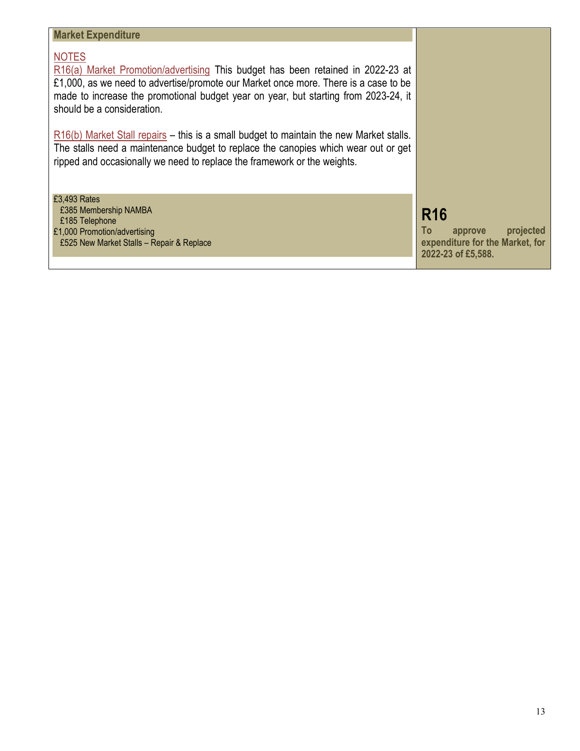## Market Expenditure

NOTES

R16(a) Market Promotion/advertising This budget has been retained in 2022-23 at £1,000, as we need to advertise/promote our Market once more. There is a case to be made to increase the promotional budget year on year, but starting from 2023-24, it should be a consideration.

R16(b) Market Stall repairs – this is a small budget to maintain the new Market stalls. The stalls need a maintenance budget to replace the canopies which wear out or get ripped and occasionally we need to replace the framework or the weights.

£3,493 Rates
£385 Membership NAMBA
£185 Telephone
£1,000 Promotion/advertising
£525 New Market Stalls – Repair & Replace

### R16

**To approve projected expenditure for the Market, for 2022-23 of £5,588.**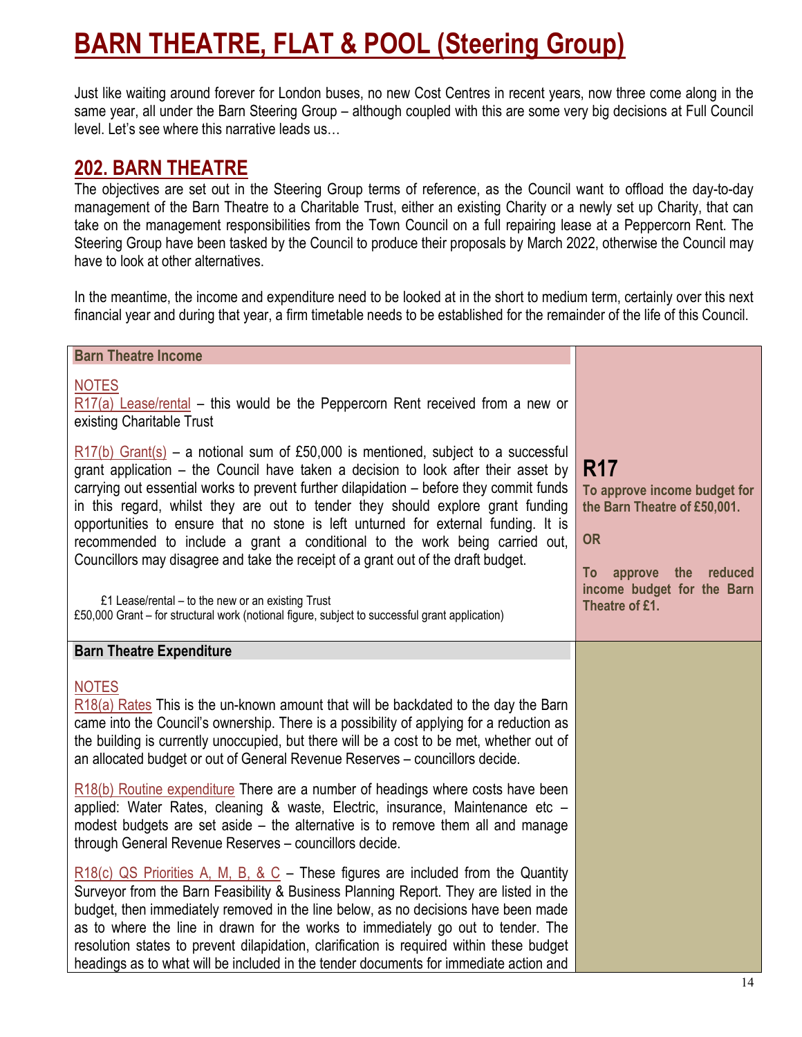# BARN THEATRE, FLAT & POOL (Steering Group)

Just like waiting around forever for London buses, no new Cost Centres in recent years, now three come along in the same year, all under the Barn Steering Group – although coupled with this are some very big decisions at Full Council level. Let's see where this narrative leads us…

## 202. BARN THEATRE

The objectives are set out in the Steering Group terms of reference, as the Council want to offload the day-to-day management of the Barn Theatre to a Charitable Trust, either an existing Charity or a newly set up Charity, that can take on the management responsibilities from the Town Council on a full repairing lease at a Peppercorn Rent. The Steering Group have been tasked by the Council to produce their proposals by March 2022, otherwise the Council may have to look at other alternatives.

In the meantime, the income and expenditure need to be looked at in the short to medium term, certainly over this next financial year and during that year, a firm timetable needs to be established for the remainder of the life of this Council.

| Barn Theatre Income | |
|---|---|
| NOTES<br><br>R17(a) Lease/rental – this would be the Peppercorn Rent received from a new or existing Charitable Trust<br><br>R17(b) Grant(s) – a notional sum of £50,000 is mentioned, subject to a successful grant application – the Council have taken a decision to look after their asset by carrying out essential works to prevent further dilapidation – before they commit funds in this regard, whilst they are out to tender they should explore grant funding opportunities to ensure that no stone is left unturned for external funding. It is recommended to include a grant a conditional to the work being carried out, Councillors may disagree and take the receipt of a grant out of the draft budget.<br><br>£1 Lease/rental – to the new or an existing Trust<br>£50,000 Grant – for structural work (notional figure, subject to successful grant application) | **R17**<br>**To approve income budget for the Barn Theatre of £50,001.**<br><br>**OR**<br><br>**To approve the reduced income budget for the Barn Theatre of £1.** |

| Barn Theatre Expenditure | |
|---|---|
| NOTES<br><br>R18(a) Rates This is the un-known amount that will be backdated to the day the Barn came into the Council's ownership. There is a possibility of applying for a reduction as the building is currently unoccupied, but there will be a cost to be met, whether out of an allocated budget or out of General Revenue Reserves – councillors decide.<br><br>R18(b) Routine expenditure There are a number of headings where costs have been applied: Water Rates, cleaning & waste, Electric, insurance, Maintenance etc – modest budgets are set aside – the alternative is to remove them all and manage through General Revenue Reserves – councillors decide.<br><br>R18(c) QS Priorities A, M, B, & C – These figures are included from the Quantity Surveyor from the Barn Feasibility & Business Planning Report. They are listed in the budget, then immediately removed in the line below, as no decisions have been made as to where the line in drawn for the works to immediately go out to tender. The resolution states to prevent dilapidation, clarification is required within these budget headings as to what will be included in the tender documents for immediate action and | |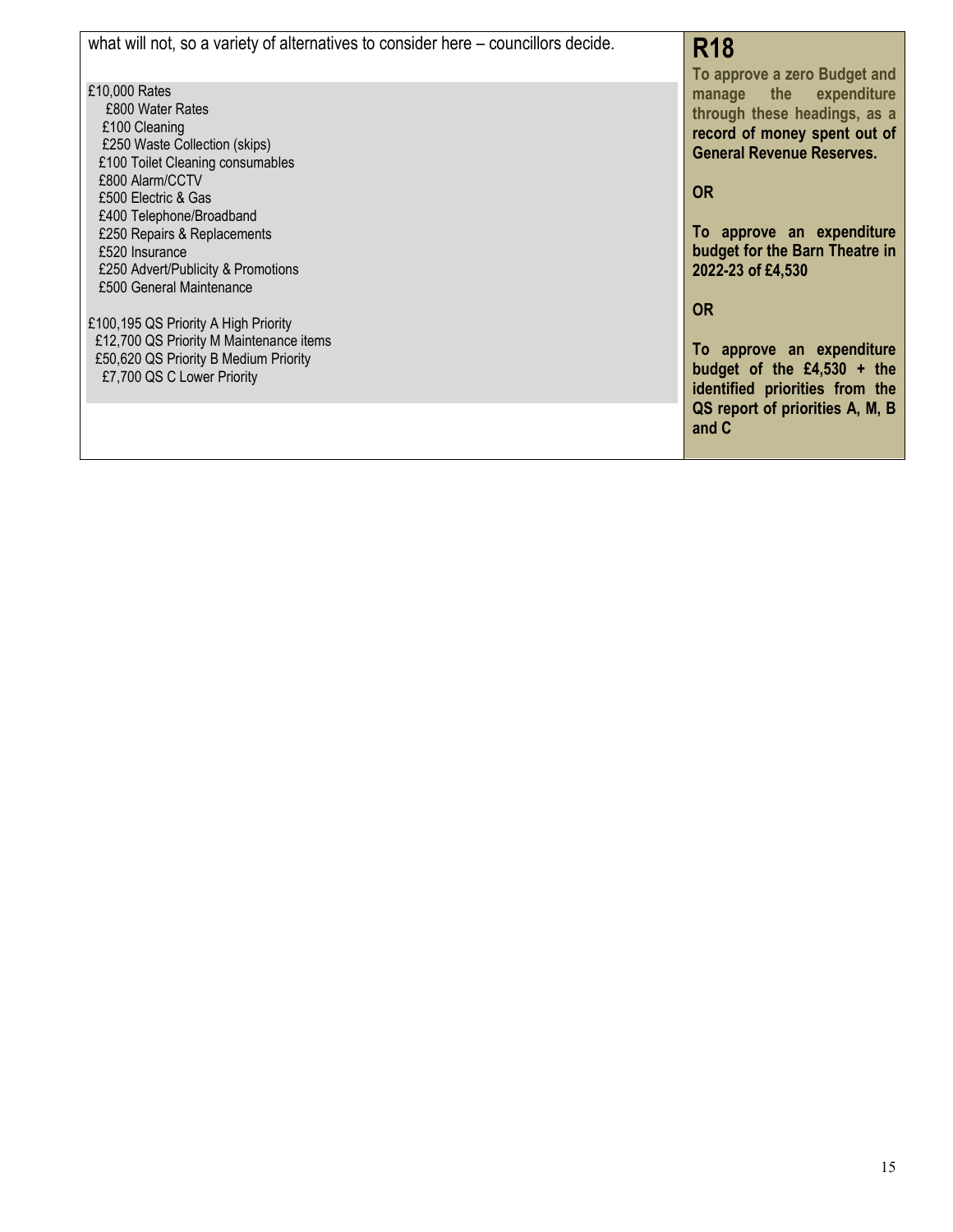| | |
|---|---|
| what will not, so a variety of alternatives to consider here – councillors decide.<br><br>£10,000 Rates<br>£800 Water Rates<br>£100 Cleaning<br>£250 Waste Collection (skips)<br>£100 Toilet Cleaning consumables<br>£800 Alarm/CCTV<br>£500 Electric & Gas<br>£400 Telephone/Broadband<br>£250 Repairs & Replacements<br>£520 Insurance<br>£250 Advert/Publicity & Promotions<br>£500 General Maintenance<br><br>£100,195 QS Priority A High Priority<br>£12,700 QS Priority M Maintenance items<br>£50,620 QS Priority B Medium Priority<br>£7,700 QS C Lower Priority | **R18**<br>**To approve a zero Budget and manage the expenditure through these headings, as a record of money spent out of General Revenue Reserves.**<br><br>**OR**<br><br>**To approve an expenditure budget for the Barn Theatre in 2022-23 of £4,530**<br><br>**OR**<br><br>**To approve an expenditure budget of the £4,530 + the identified priorities from the QS report of priorities A, M, B and C** |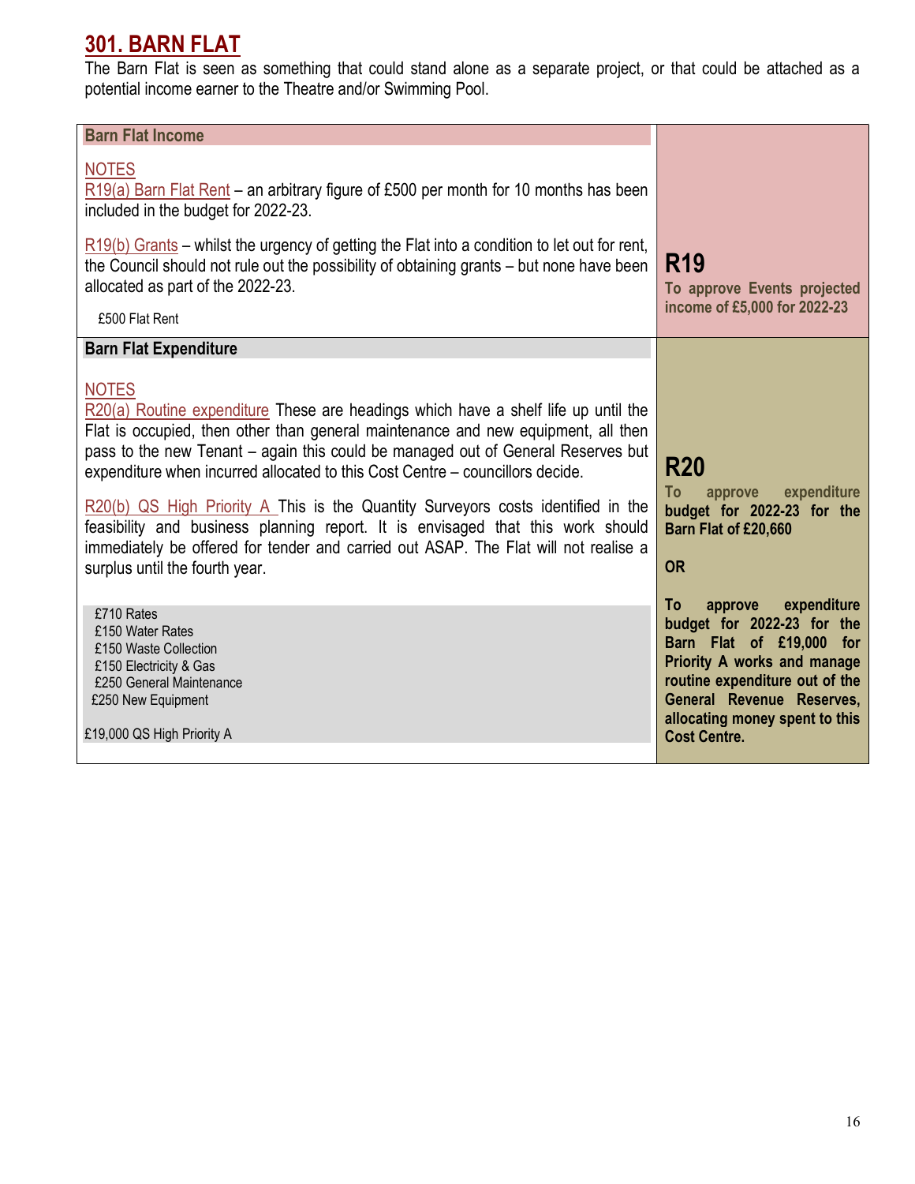# 301. BARN FLAT

The Barn Flat is seen as something that could stand alone as a separate project, or that could be attached as a potential income earner to the Theatre and/or Swimming Pool.

| Barn Flat Income | |
|---|---|
| NOTES<br>R19(a) Barn Flat Rent – an arbitrary figure of £500 per month for 10 months has been included in the budget for 2022-23.<br><br>R19(b) Grants – whilst the urgency of getting the Flat into a condition to let out for rent, the Council should not rule out the possibility of obtaining grants – but none have been allocated as part of the 2022-23.<br><br>£500 Flat Rent | **R19**<br>**To approve Events projected income of £5,000 for 2022-23** |
| **Barn Flat Expenditure** | |
| NOTES<br>R20(a) Routine expenditure These are headings which have a shelf life up until the Flat is occupied, then other than general maintenance and new equipment, all then pass to the new Tenant – again this could be managed out of General Reserves but expenditure when incurred allocated to this Cost Centre – councillors decide.<br><br>R20(b) QS High Priority A This is the Quantity Surveyors costs identified in the feasibility and business planning report. It is envisaged that this work should immediately be offered for tender and carried out ASAP. The Flat will not realise a surplus until the fourth year.<br><br>£710 Rates<br>£150 Water Rates<br>£150 Waste Collection<br>£150 Electricity & Gas<br>£250 General Maintenance<br>£250 New Equipment<br><br>£19,000 QS High Priority A | **R20**<br>**To approve expenditure budget for 2022-23 for the Barn Flat of £20,660**<br><br>**OR**<br><br>**To approve expenditure budget for 2022-23 for the Barn Flat of £19,000 for Priority A works and manage routine expenditure out of the General Revenue Reserves, allocating money spent to this Cost Centre.** |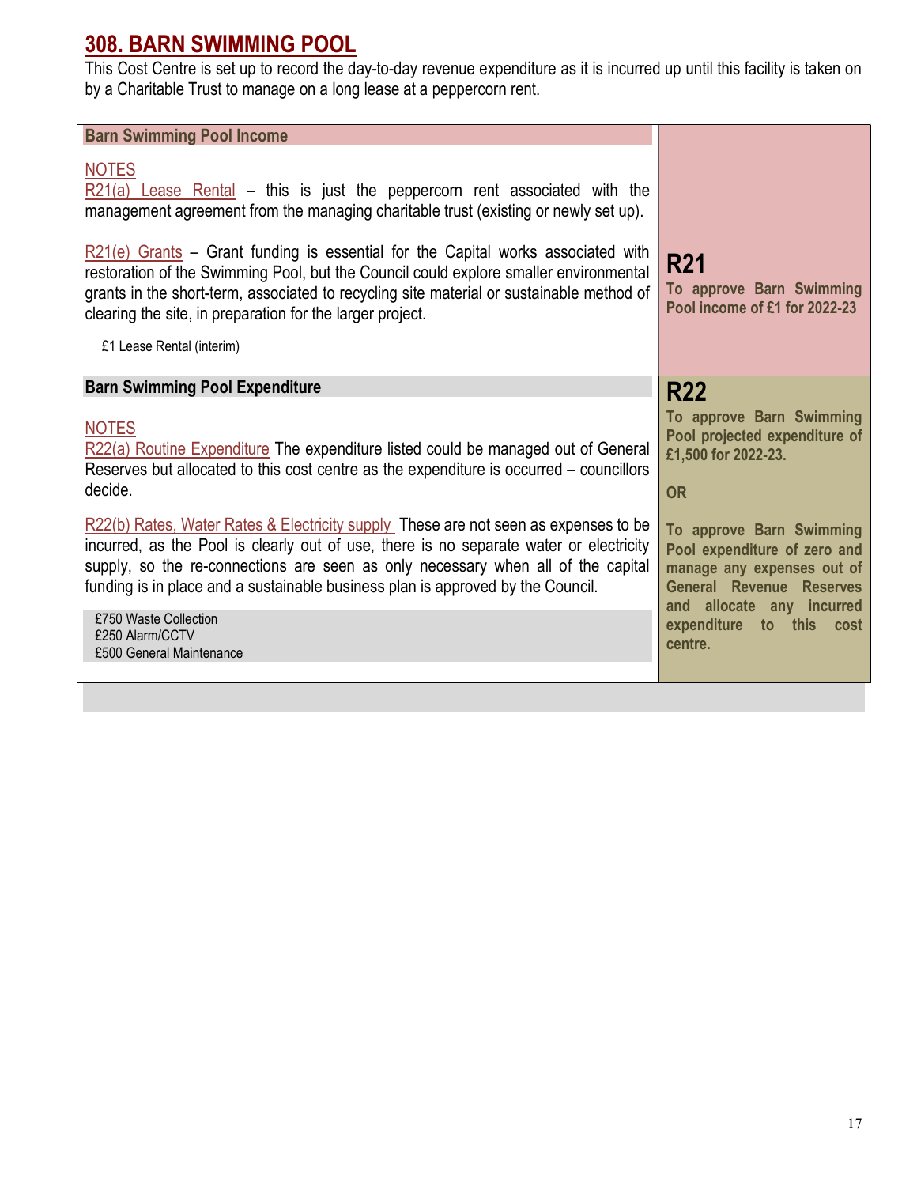# 308. BARN SWIMMING POOL

This Cost Centre is set up to record the day-to-day revenue expenditure as it is incurred up until this facility is taken on by a Charitable Trust to manage on a long lease at a peppercorn rent.

| Barn Swimming Pool Income | |
|---|---|
| NOTES<br>R21(a) Lease Rental – this is just the peppercorn rent associated with the management agreement from the managing charitable trust (existing or newly set up).<br><br>R21(e) Grants – Grant funding is essential for the Capital works associated with restoration of the Swimming Pool, but the Council could explore smaller environmental grants in the short-term, associated to recycling site material or sustainable method of clearing the site, in preparation for the larger project.<br><br>£1 Lease Rental (interim) | **R21**<br>**To approve Barn Swimming Pool income of £1 for 2022-23** |
| **Barn Swimming Pool Expenditure** | |
| NOTES<br>R22(a) Routine Expenditure The expenditure listed could be managed out of General Reserves but allocated to this cost centre as the expenditure is occurred – councillors decide.<br><br>R22(b) Rates, Water Rates & Electricity supply These are not seen as expenses to be incurred, as the Pool is clearly out of use, there is no separate water or electricity supply, so the re-connections are seen as only necessary when all of the capital funding is in place and a sustainable business plan is approved by the Council.<br><br>£750 Waste Collection<br>£250 Alarm/CCTV<br>£500 General Maintenance | **R22**<br>**To approve Barn Swimming Pool projected expenditure of £1,500 for 2022-23.**<br><br>**OR**<br><br>**To approve Barn Swimming Pool expenditure of zero and manage any expenses out of General Revenue Reserves and allocate any incurred expenditure to this cost centre.** |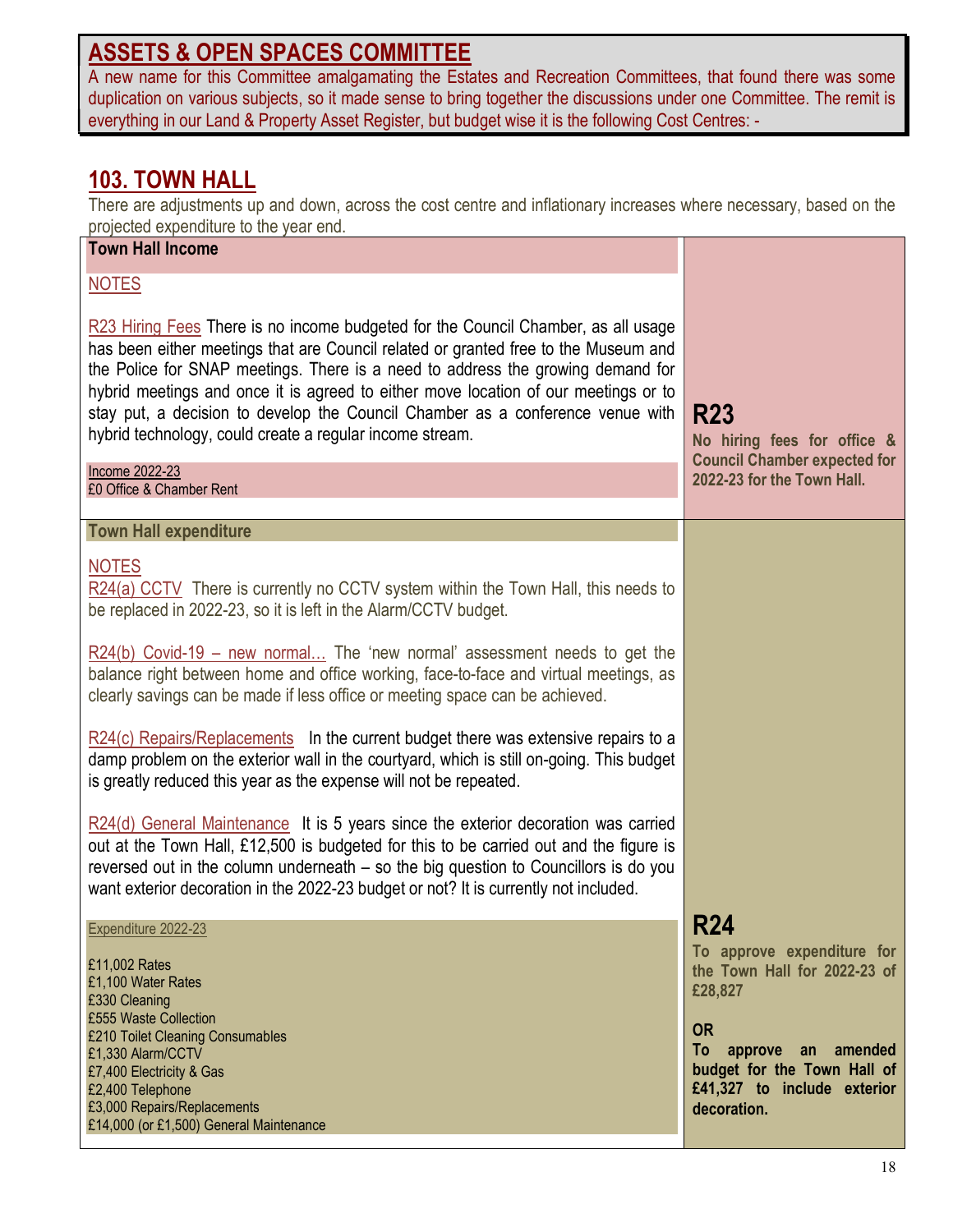## ASSETS & OPEN SPACES COMMITTEE

A new name for this Committee amalgamating the Estates and Recreation Committees, that found there was some duplication on various subjects, so it made sense to bring together the discussions under one Committee. The remit is everything in our Land & Property Asset Register, but budget wise it is the following Cost Centres: -

## 103. TOWN HALL

There are adjustments up and down, across the cost centre and inflationary increases where necessary, based on the projected expenditure to the year end.

### Town Hall Income

NOTES

R23 Hiring Fees There is no income budgeted for the Council Chamber, as all usage has been either meetings that are Council related or granted free to the Museum and the Police for SNAP meetings. There is a need to address the growing demand for hybrid meetings and once it is agreed to either move location of our meetings or to stay put, a decision to develop the Council Chamber as a conference venue with hybrid technology, could create a regular income stream.

Income 2022-23
£0 Office & Chamber Rent

**R23**
**No hiring fees for office & Council Chamber expected for 2022-23 for the Town Hall.**

### Town Hall expenditure

NOTES

R24(a) CCTV There is currently no CCTV system within the Town Hall, this needs to be replaced in 2022-23, so it is left in the Alarm/CCTV budget.

R24(b) Covid-19 – new normal… The 'new normal' assessment needs to get the balance right between home and office working, face-to-face and virtual meetings, as clearly savings can be made if less office or meeting space can be achieved.

R24(c) Repairs/Replacements In the current budget there was extensive repairs to a damp problem on the exterior wall in the courtyard, which is still on-going. This budget is greatly reduced this year as the expense will not be repeated.

R24(d) General Maintenance It is 5 years since the exterior decoration was carried out at the Town Hall, £12,500 is budgeted for this to be carried out and the figure is reversed out in the column underneath – so the big question to Councillors is do you want exterior decoration in the 2022-23 budget or not? It is currently not included.

Expenditure 2022-23

£11,002 Rates
£1,100 Water Rates
£330 Cleaning
£555 Waste Collection
£210 Toilet Cleaning Consumables
£1,330 Alarm/CCTV
£7,400 Electricity & Gas
£2,400 Telephone
£3,000 Repairs/Replacements
£14,000 (or £1,500) General Maintenance

**R24**
**To approve expenditure for the Town Hall for 2022-23 of £28,827**

**OR**

**To approve an amended budget for the Town Hall of £41,327 to include exterior decoration.**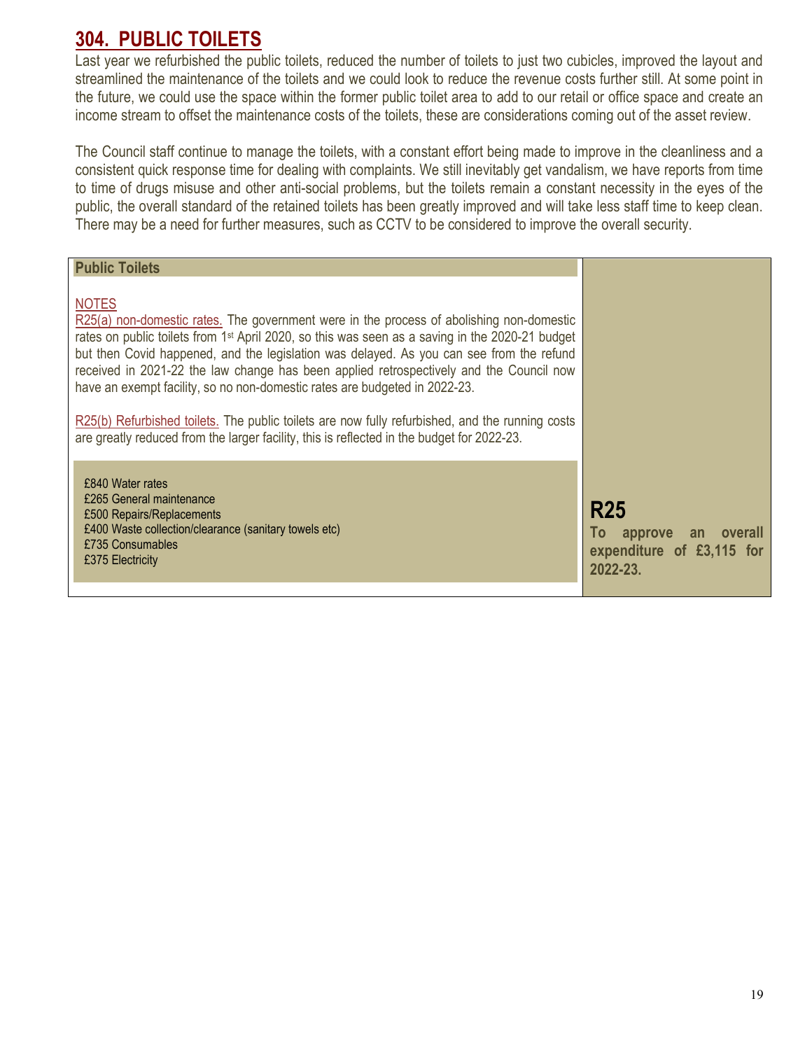## 304. PUBLIC TOILETS

Last year we refurbished the public toilets, reduced the number of toilets to just two cubicles, improved the layout and streamlined the maintenance of the toilets and we could look to reduce the revenue costs further still. At some point in the future, we could use the space within the former public toilet area to add to our retail or office space and create an income stream to offset the maintenance costs of the toilets, these are considerations coming out of the asset review.

The Council staff continue to manage the toilets, with a constant effort being made to improve in the cleanliness and a consistent quick response time for dealing with complaints. We still inevitably get vandalism, we have reports from time to time of drugs misuse and other anti-social problems, but the toilets remain a constant necessity in the eyes of the public, the overall standard of the retained toilets has been greatly improved and will take less staff time to keep clean. There may be a need for further measures, such as CCTV to be considered to improve the overall security.

**Public Toilets**

NOTES

R25(a) non-domestic rates. The government were in the process of abolishing non-domestic rates on public toilets from 1st April 2020, so this was seen as a saving in the 2020-21 budget but then Covid happened, and the legislation was delayed. As you can see from the refund received in 2021-22 the law change has been applied retrospectively and the Council now have an exempt facility, so no non-domestic rates are budgeted in 2022-23.

R25(b) Refurbished toilets. The public toilets are now fully refurbished, and the running costs are greatly reduced from the larger facility, this is reflected in the budget for 2022-23.

£840 Water rates
£265 General maintenance
£500 Repairs/Replacements
£400 Waste collection/clearance (sanitary towels etc)
£735 Consumables
£375 Electricity

**R25**

**To approve an overall expenditure of £3,115 for 2022-23.**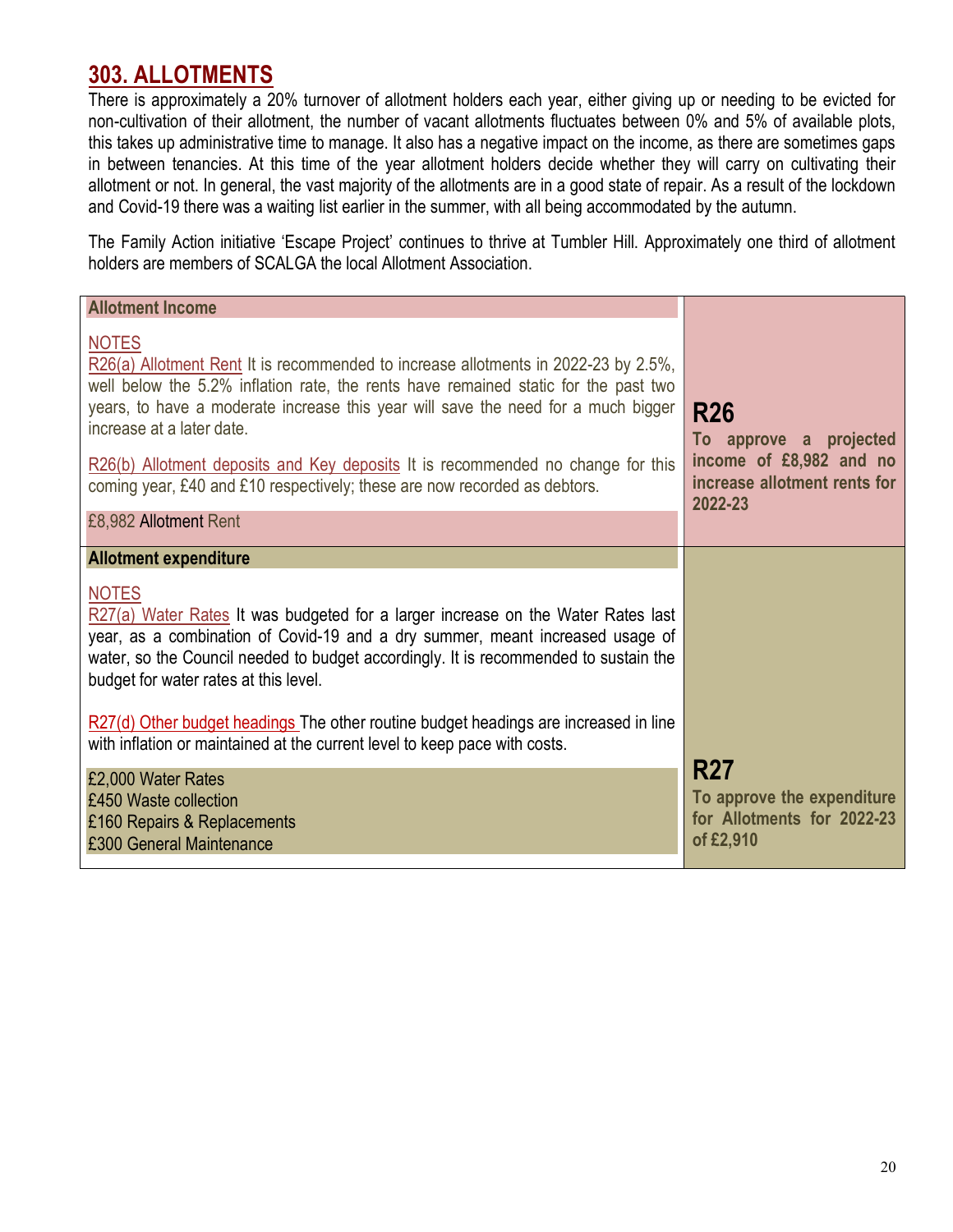## 303. ALLOTMENTS

There is approximately a 20% turnover of allotment holders each year, either giving up or needing to be evicted for non-cultivation of their allotment, the number of vacant allotments fluctuates between 0% and 5% of available plots, this takes up administrative time to manage. It also has a negative impact on the income, as there are sometimes gaps in between tenancies. At this time of the year allotment holders decide whether they will carry on cultivating their allotment or not. In general, the vast majority of the allotments are in a good state of repair. As a result of the lockdown and Covid-19 there was a waiting list earlier in the summer, with all being accommodated by the autumn.

The Family Action initiative 'Escape Project' continues to thrive at Tumbler Hill. Approximately one third of allotment holders are members of SCALGA the local Allotment Association.

| | |
|---|---|
| **Allotment Income**<br><br>NOTES<br>R26(a) Allotment Rent It is recommended to increase allotments in 2022-23 by 2.5%, well below the 5.2% inflation rate, the rents have remained static for the past two years, to have a moderate increase this year will save the need for a much bigger increase at a later date.<br><br>R26(b) Allotment deposits and Key deposits It is recommended no change for this coming year, £40 and £10 respectively; these are now recorded as debtors.<br><br>£8,982 Allotment Rent | **R26**<br>**To approve a projected income of £8,982 and no increase allotment rents for 2022-23** |
| **Allotment expenditure**<br><br>NOTES<br>R27(a) Water Rates It was budgeted for a larger increase on the Water Rates last year, as a combination of Covid-19 and a dry summer, meant increased usage of water, so the Council needed to budget accordingly. It is recommended to sustain the budget for water rates at this level.<br><br>R27(d) Other budget headings The other routine budget headings are increased in line with inflation or maintained at the current level to keep pace with costs.<br><br>£2,000 Water Rates<br>£450 Waste collection<br>£160 Repairs & Replacements<br>£300 General Maintenance | **R27**<br>**To approve the expenditure for Allotments for 2022-23 of £2,910** |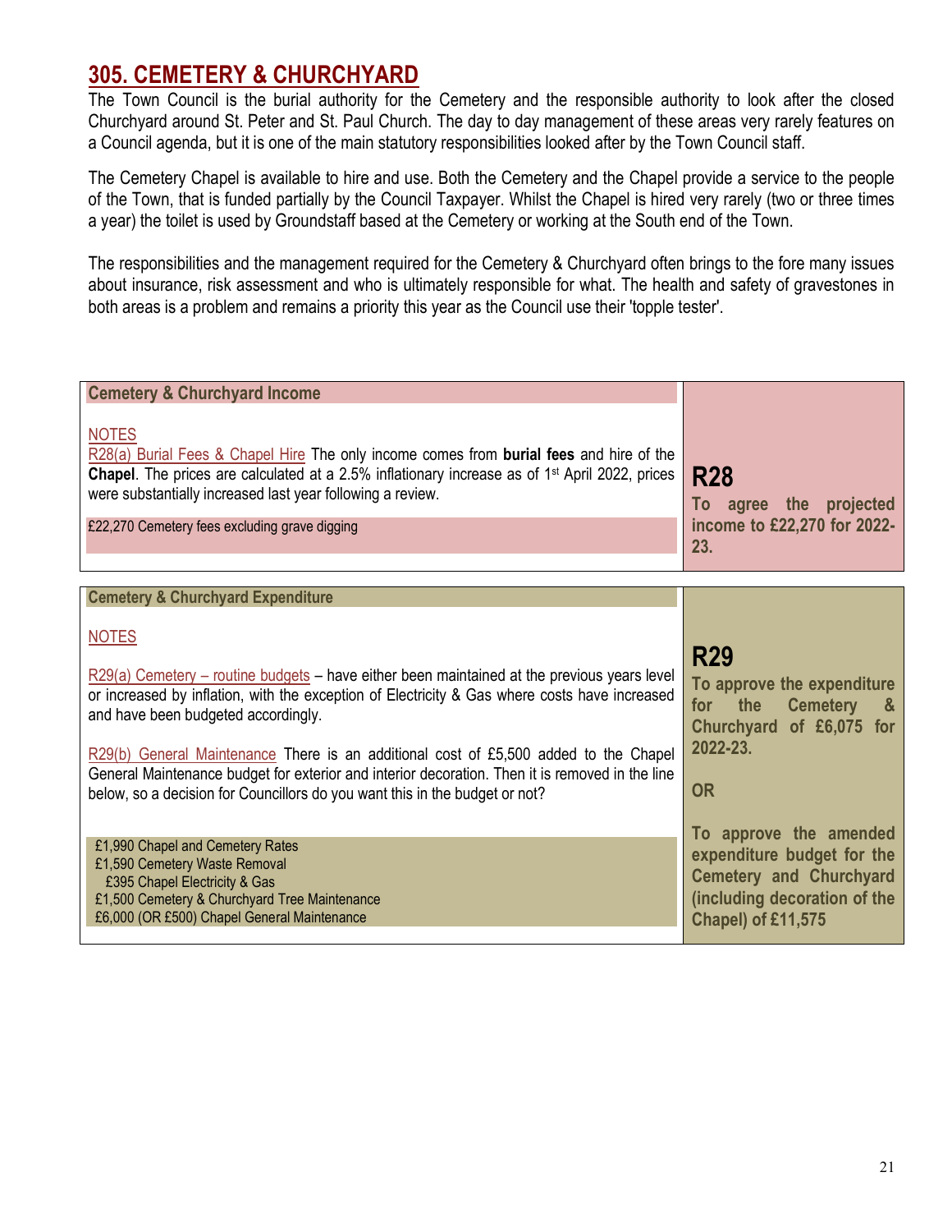# 305. CEMETERY & CHURCHYARD

The Town Council is the burial authority for the Cemetery and the responsible authority to look after the closed Churchyard around St. Peter and St. Paul Church. The day to day management of these areas very rarely features on a Council agenda, but it is one of the main statutory responsibilities looked after by the Town Council staff.

The Cemetery Chapel is available to hire and use. Both the Cemetery and the Chapel provide a service to the people of the Town, that is funded partially by the Council Taxpayer. Whilst the Chapel is hired very rarely (two or three times a year) the toilet is used by Groundstaff based at the Cemetery or working at the South end of the Town.

The responsibilities and the management required for the Cemetery & Churchyard often brings to the fore many issues about insurance, risk assessment and who is ultimately responsible for what. The health and safety of gravestones in both areas is a problem and remains a priority this year as the Council use their 'topple tester'.

| **Cemetery & Churchyard Income** | |
|---|---|
| NOTES<br>R28(a) Burial Fees & Chapel Hire The only income comes from **burial fees** and hire of the **Chapel**. The prices are calculated at a 2.5% inflationary increase as of 1st April 2022, prices were substantially increased last year following a review.<br><br>£22,270 Cemetery fees excluding grave digging | **R28**<br>**To agree the projected income to £22,270 for 2022-23.** |

| **Cemetery & Churchyard Expenditure** | |
|---|---|
| NOTES<br><br>R29(a) Cemetery – routine budgets – have either been maintained at the previous years level or increased by inflation, with the exception of Electricity & Gas where costs have increased and have been budgeted accordingly.<br><br>R29(b) General Maintenance There is an additional cost of £5,500 added to the Chapel General Maintenance budget for exterior and interior decoration. Then it is removed in the line below, so a decision for Councillors do you want this in the budget or not?<br><br>£1,990 Chapel and Cemetery Rates<br>£1,590 Cemetery Waste Removal<br>£395 Chapel Electricity & Gas<br>£1,500 Cemetery & Churchyard Tree Maintenance<br>£6,000 (OR £500) Chapel General Maintenance | **R29**<br>**To approve the expenditure for the Cemetery & Churchyard of £6,075 for 2022-23.**<br><br>**OR**<br><br>**To approve the amended expenditure budget for the Cemetery and Churchyard (including decoration of the Chapel) of £11,575** |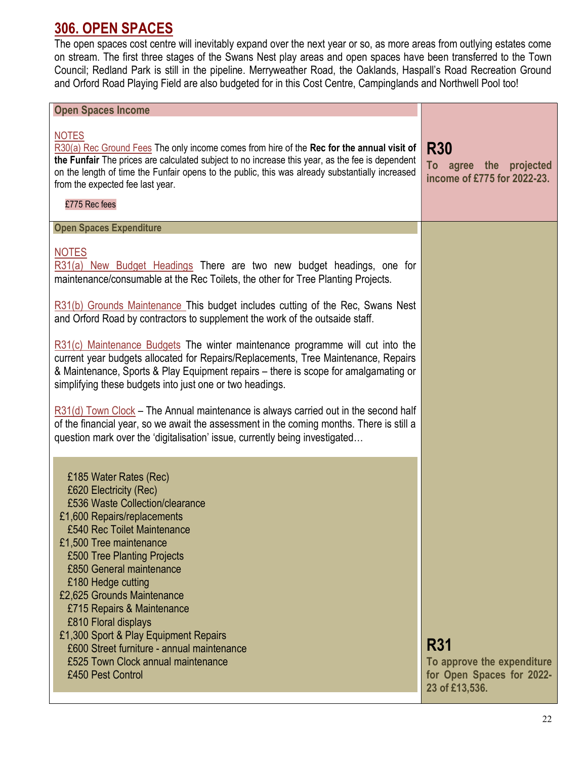## 306. OPEN SPACES

The open spaces cost centre will inevitably expand over the next year or so, as more areas from outlying estates come on stream. The first three stages of the Swans Nest play areas and open spaces have been transferred to the Town Council; Redland Park is still in the pipeline. Merryweather Road, the Oaklands, Haspall's Road Recreation Ground and Orford Road Playing Field are also budgeted for in this Cost Centre, Campinglands and Northwell Pool too!

### Open Spaces Income

NOTES

R30(a) Rec Ground Fees The only income comes from hire of the **Rec for the annual visit of the Funfair** The prices are calculated subject to no increase this year, as the fee is dependent on the length of time the Funfair opens to the public, this was already substantially increased from the expected fee last year.

£775 Rec fees

**R30**

**To agree the projected income of £775 for 2022-23.**

### Open Spaces Expenditure

NOTES

R31(a) New Budget Headings There are two new budget headings, one for maintenance/consumable at the Rec Toilets, the other for Tree Planting Projects.

R31(b) Grounds Maintenance This budget includes cutting of the Rec, Swans Nest and Orford Road by contractors to supplement the work of the outsaide staff.

R31(c) Maintenance Budgets The winter maintenance programme will cut into the current year budgets allocated for Repairs/Replacements, Tree Maintenance, Repairs & Maintenance, Sports & Play Equipment repairs – there is scope for amalgamating or simplifying these budgets into just one or two headings.

R31(d) Town Clock – The Annual maintenance is always carried out in the second half of the financial year, so we await the assessment in the coming months. There is still a question mark over the 'digitalisation' issue, currently being investigated…

£185 Water Rates (Rec)
£620 Electricity (Rec)
£536 Waste Collection/clearance
£1,600 Repairs/replacements
£540 Rec Toilet Maintenance
£1,500 Tree maintenance
£500 Tree Planting Projects
£850 General maintenance
£180 Hedge cutting
£2,625 Grounds Maintenance
£715 Repairs & Maintenance
£810 Floral displays
£1,300 Sport & Play Equipment Repairs
£600 Street furniture - annual maintenance
£525 Town Clock annual maintenance
£450 Pest Control

**R31**

**To approve the expenditure for Open Spaces for 2022-23 of £13,536.**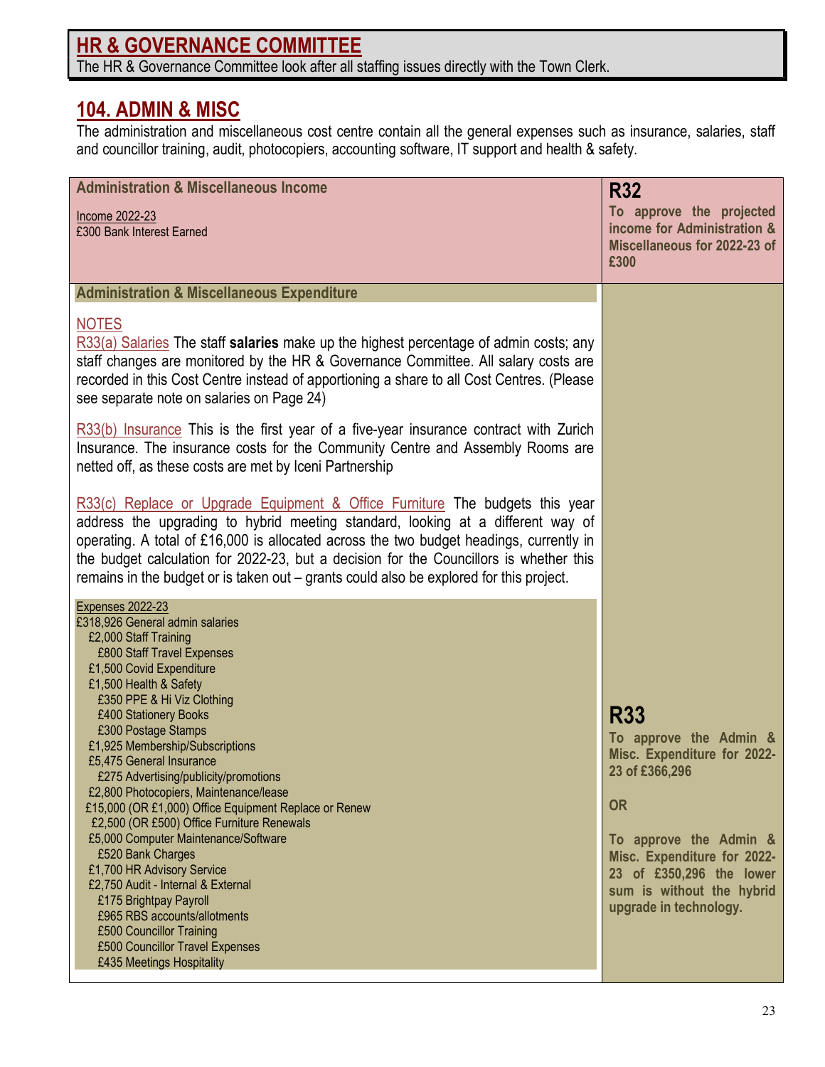## HR & GOVERNANCE COMMITTEE

The HR & Governance Committee look after all staffing issues directly with the Town Clerk.

## 104. ADMIN & MISC

The administration and miscellaneous cost centre contain all the general expenses such as insurance, salaries, staff and councillor training, audit, photocopiers, accounting software, IT support and health & safety.

| Administration & Miscellaneous Income | |
|---|---|
| Income 2022-23<br>£300 Bank Interest Earned | **R32**<br>**To approve the projected income for Administration & Miscellaneous for 2022-23 of £300** |
| **Administration & Miscellaneous Expenditure**<br><br>NOTES<br>R33(a) Salaries The staff **salaries** make up the highest percentage of admin costs; any staff changes are monitored by the HR & Governance Committee. All salary costs are recorded in this Cost Centre instead of apportioning a share to all Cost Centres. (Please see separate note on salaries on Page 24)<br><br>R33(b) Insurance This is the first year of a five-year insurance contract with Zurich Insurance. The insurance costs for the Community Centre and Assembly Rooms are netted off, as these costs are met by Iceni Partnership<br><br>R33(c) Replace or Upgrade Equipment & Office Furniture The budgets this year address the upgrading to hybrid meeting standard, looking at a different way of operating. A total of £16,000 is allocated across the two budget headings, currently in the budget calculation for 2022-23, but a decision for the Councillors is whether this remains in the budget or is taken out – grants could also be explored for this project.<br><br>Expenses 2022-23<br>£318,926 General admin salaries<br>£2,000 Staff Training<br>£800 Staff Travel Expenses<br>£1,500 Covid Expenditure<br>£1,500 Health & Safety<br>£350 PPE & Hi Viz Clothing<br>£400 Stationery Books<br>£300 Postage Stamps<br>£1,925 Membership/Subscriptions<br>£5,475 General Insurance<br>£275 Advertising/publicity/promotions<br>£2,800 Photocopiers, Maintenance/lease<br>£15,000 (OR £1,000) Office Equipment Replace or Renew<br>£2,500 (OR £500) Office Furniture Renewals<br>£5,000 Computer Maintenance/Software<br>£520 Bank Charges<br>£1,700 HR Advisory Service<br>£2,750 Audit - Internal & External<br>£175 Brightpay Payroll<br>£965 RBS accounts/allotments<br>£500 Councillor Training<br>£500 Councillor Travel Expenses<br>£435 Meetings Hospitality | **R33**<br>**To approve the Admin & Misc. Expenditure for 2022-23 of £366,296**<br><br>**OR**<br><br>**To approve the Admin & Misc. Expenditure for 2022-23 of £350,296 the lower sum is without the hybrid upgrade in technology.** |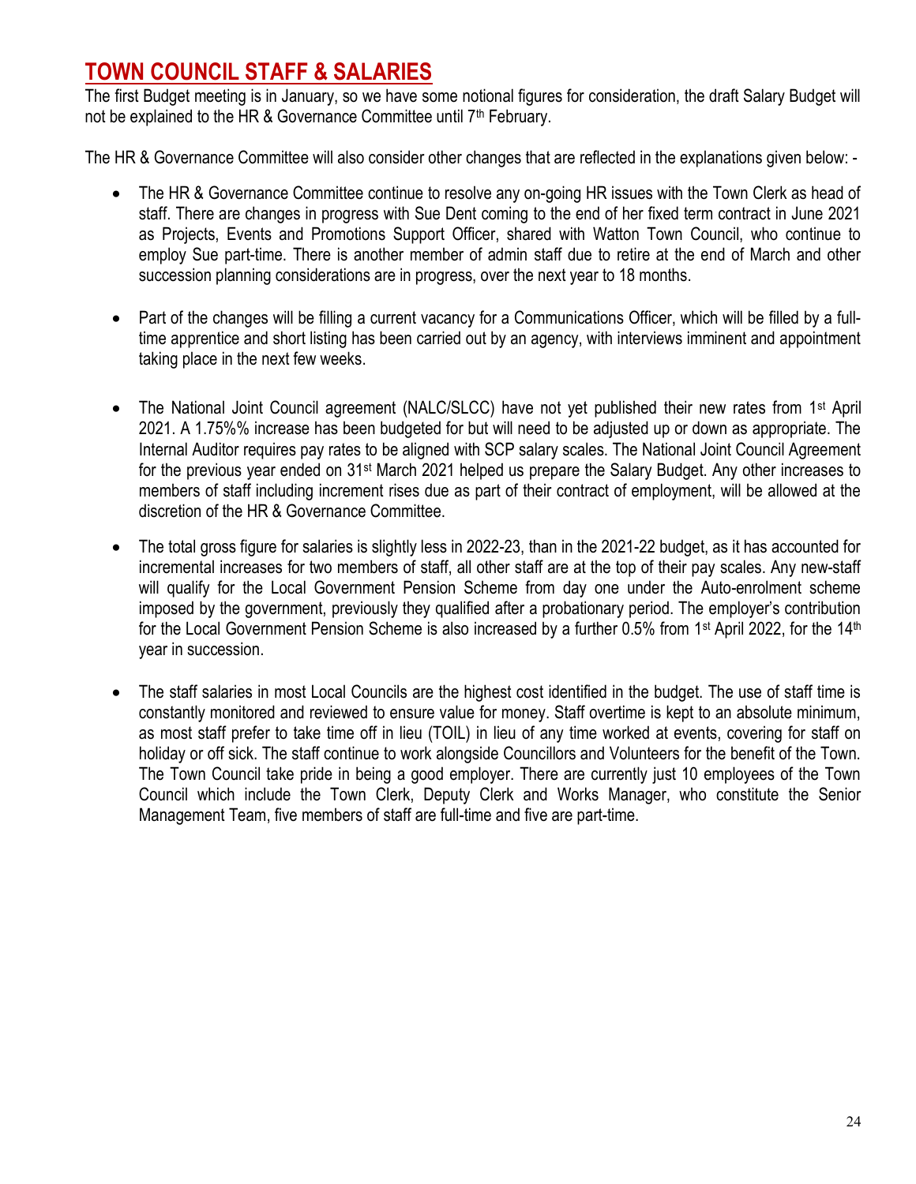# TOWN COUNCIL STAFF & SALARIES

The first Budget meeting is in January, so we have some notional figures for consideration, the draft Salary Budget will not be explained to the HR & Governance Committee until 7th February.

The HR & Governance Committee will also consider other changes that are reflected in the explanations given below: -

- The HR & Governance Committee continue to resolve any on-going HR issues with the Town Clerk as head of staff. There are changes in progress with Sue Dent coming to the end of her fixed term contract in June 2021 as Projects, Events and Promotions Support Officer, shared with Watton Town Council, who continue to employ Sue part-time. There is another member of admin staff due to retire at the end of March and other succession planning considerations are in progress, over the next year to 18 months.

- Part of the changes will be filling a current vacancy for a Communications Officer, which will be filled by a full-time apprentice and short listing has been carried out by an agency, with interviews imminent and appointment taking place in the next few weeks.

- The National Joint Council agreement (NALC/SLCC) have not yet published their new rates from 1st April 2021. A 1.75%% increase has been budgeted for but will need to be adjusted up or down as appropriate. The Internal Auditor requires pay rates to be aligned with SCP salary scales. The National Joint Council Agreement for the previous year ended on 31st March 2021 helped us prepare the Salary Budget. Any other increases to members of staff including increment rises due as part of their contract of employment, will be allowed at the discretion of the HR & Governance Committee.

- The total gross figure for salaries is slightly less in 2022-23, than in the 2021-22 budget, as it has accounted for incremental increases for two members of staff, all other staff are at the top of their pay scales. Any new-staff will qualify for the Local Government Pension Scheme from day one under the Auto-enrolment scheme imposed by the government, previously they qualified after a probationary period. The employer's contribution for the Local Government Pension Scheme is also increased by a further 0.5% from 1st April 2022, for the 14th year in succession.

- The staff salaries in most Local Councils are the highest cost identified in the budget. The use of staff time is constantly monitored and reviewed to ensure value for money. Staff overtime is kept to an absolute minimum, as most staff prefer to take time off in lieu (TOIL) in lieu of any time worked at events, covering for staff on holiday or off sick. The staff continue to work alongside Councillors and Volunteers for the benefit of the Town. The Town Council take pride in being a good employer. There are currently just 10 employees of the Town Council which include the Town Clerk, Deputy Clerk and Works Manager, who constitute the Senior Management Team, five members of staff are full-time and five are part-time.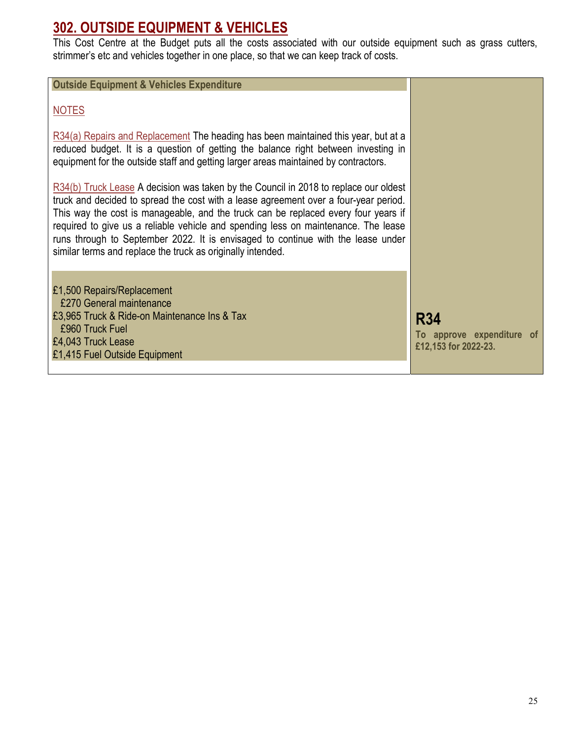## 302. OUTSIDE EQUIPMENT & VEHICLES

This Cost Centre at the Budget puts all the costs associated with our outside equipment such as grass cutters, strimmer's etc and vehicles together in one place, so that we can keep track of costs.

| Outside Equipment & Vehicles Expenditure | |
|---|---|
| NOTES<br><br>R34(a) Repairs and Replacement The heading has been maintained this year, but at a reduced budget. It is a question of getting the balance right between investing in equipment for the outside staff and getting larger areas maintained by contractors.<br><br>R34(b) Truck Lease A decision was taken by the Council in 2018 to replace our oldest truck and decided to spread the cost with a lease agreement over a four-year period. This way the cost is manageable, and the truck can be replaced every four years if required to give us a reliable vehicle and spending less on maintenance. The lease runs through to September 2022. It is envisaged to continue with the lease under similar terms and replace the truck as originally intended. | |
| £1,500 Repairs/Replacement<br>£270 General maintenance<br>£3,965 Truck & Ride-on Maintenance Ins & Tax<br>£960 Truck Fuel<br>£4,043 Truck Lease<br>£1,415 Fuel Outside Equipment | **R34**<br>**To approve expenditure of £12,153 for 2022-23.** |